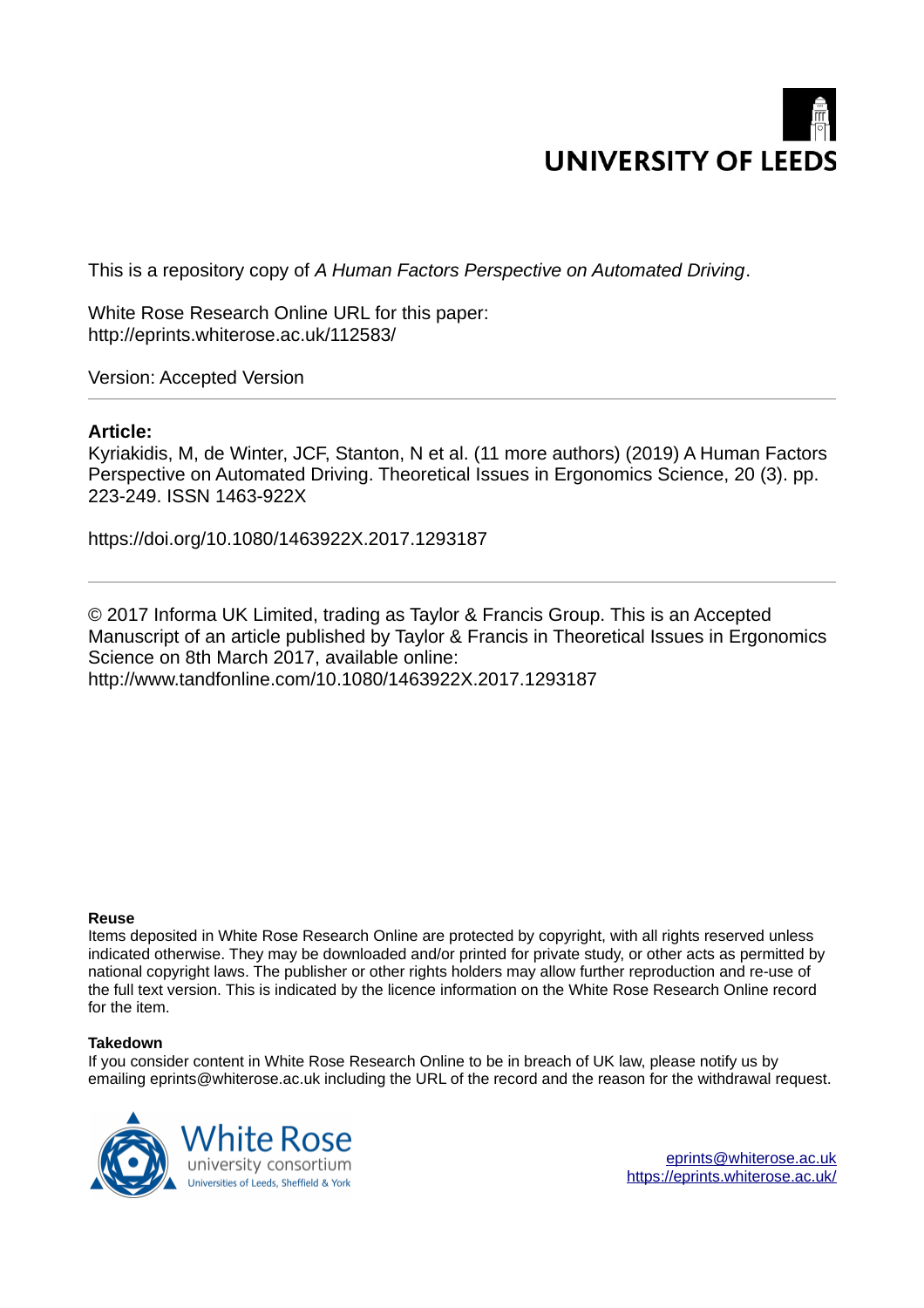UNIVERSITY OF LEEDS

This is a repository copy of *A Human Factors Perspective on Automated Driving*.

White Rose Research Online URL for this paper:
http://eprints.whiterose.ac.uk/112583/

Version: Accepted Version

---

**Article:**

Kyriakidis, M, de Winter, JCF, Stanton, N et al. (11 more authors) (2019) A Human Factors Perspective on Automated Driving. Theoretical Issues in Ergonomics Science, 20 (3). pp. 223-249. ISSN 1463-922X

https://doi.org/10.1080/1463922X.2017.1293187

---

© 2017 Informa UK Limited, trading as Taylor & Francis Group. This is an Accepted Manuscript of an article published by Taylor & Francis in Theoretical Issues in Ergonomics Science on 8th March 2017, available online: http://www.tandfonline.com/10.1080/1463922X.2017.1293187

**Reuse**

Items deposited in White Rose Research Online are protected by copyright, with all rights reserved unless indicated otherwise. They may be downloaded and/or printed for private study, or other acts as permitted by national copyright laws. The publisher or other rights holders may allow further reproduction and re-use of the full text version. This is indicated by the licence information on the White Rose Research Online record for the item.

**Takedown**

If you consider content in White Rose Research Online to be in breach of UK law, please notify us by emailing eprints@whiterose.ac.uk including the URL of the record and the reason for the withdrawal request.

White Rose university consortium
Universities of Leeds, Sheffield & York

eprints@whiterose.ac.uk
https://eprints.whiterose.ac.uk/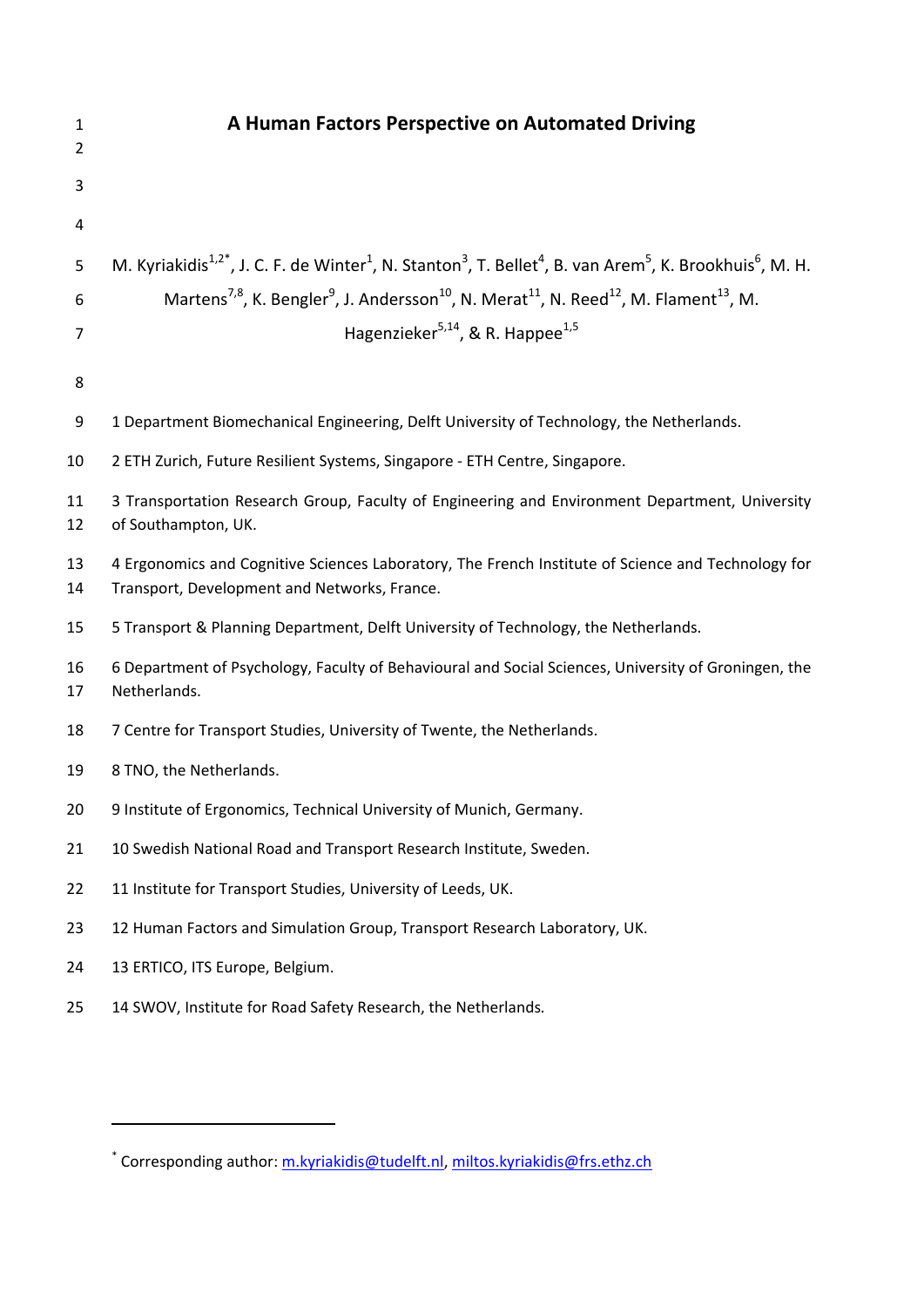# A Human Factors Perspective on Automated Driving

M. Kyriakidis[1,2*], J. C. F. de Winter[1], N. Stanton[3], T. Bellet[4], B. van Arem[5], K. Brookhuis[6], M. H. Martens[7,8], K. Bengler[9], J. Andersson[10], N. Merat[11], N. Reed[12], M. Flament[13], M. Hagenzieker[5,14], & R. Happee[1,5]

1 Department Biomechanical Engineering, Delft University of Technology, the Netherlands.

2 ETH Zurich, Future Resilient Systems, Singapore - ETH Centre, Singapore.

3 Transportation Research Group, Faculty of Engineering and Environment Department, University of Southampton, UK.

4 Ergonomics and Cognitive Sciences Laboratory, The French Institute of Science and Technology for Transport, Development and Networks, France.

5 Transport & Planning Department, Delft University of Technology, the Netherlands.

6 Department of Psychology, Faculty of Behavioural and Social Sciences, University of Groningen, the Netherlands.

7 Centre for Transport Studies, University of Twente, the Netherlands.

8 TNO, the Netherlands.

9 Institute of Ergonomics, Technical University of Munich, Germany.

10 Swedish National Road and Transport Research Institute, Sweden.

11 Institute for Transport Studies, University of Leeds, UK.

12 Human Factors and Simulation Group, Transport Research Laboratory, UK.

13 ERTICO, ITS Europe, Belgium.

14 SWOV, Institute for Road Safety Research, the Netherlands.

[*] Corresponding author: m.kyriakidis@tudelft.nl, miltos.kyriakidis@frs.ethz.ch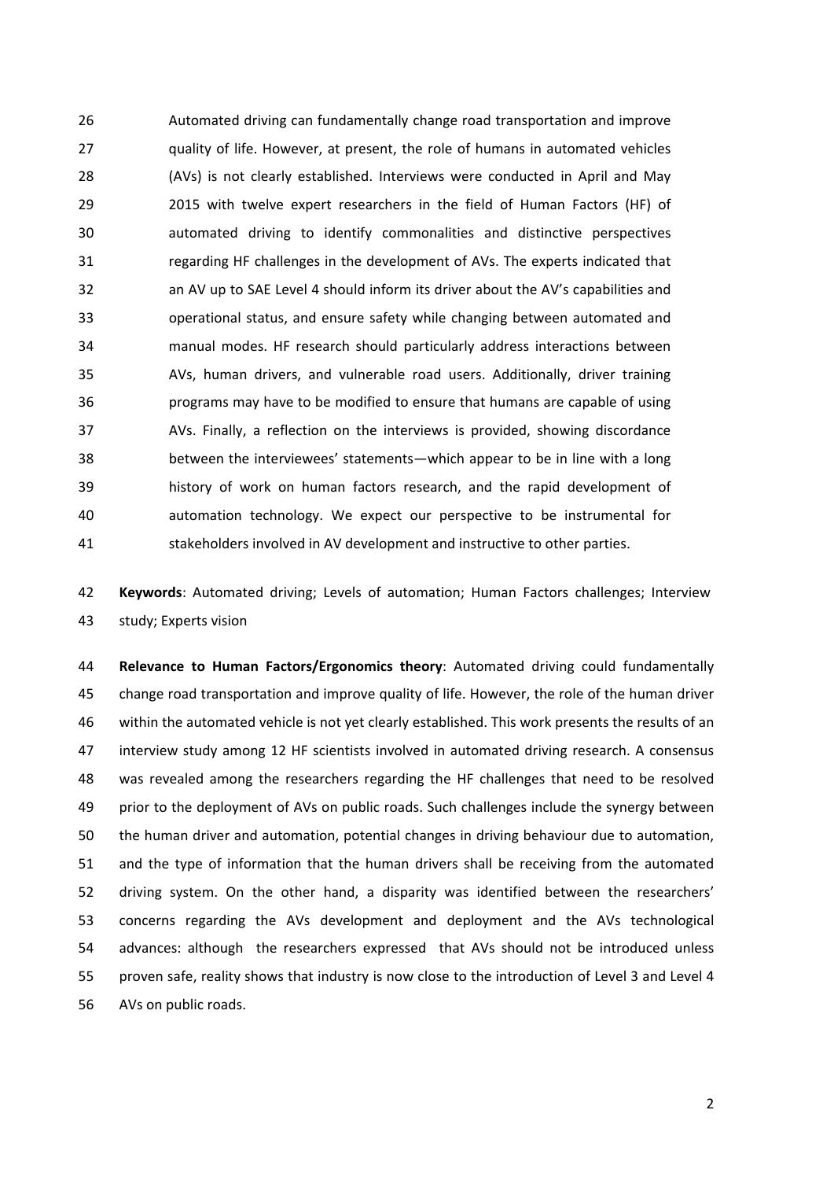Automated driving can fundamentally change road transportation and improve quality of life. However, at present, the role of humans in automated vehicles (AVs) is not clearly established. Interviews were conducted in April and May 2015 with twelve expert researchers in the field of Human Factors (HF) of automated driving to identify commonalities and distinctive perspectives regarding HF challenges in the development of AVs. The experts indicated that an AV up to SAE Level 4 should inform its driver about the AV's capabilities and operational status, and ensure safety while changing between automated and manual modes. HF research should particularly address interactions between AVs, human drivers, and vulnerable road users. Additionally, driver training programs may have to be modified to ensure that humans are capable of using AVs. Finally, a reflection on the interviews is provided, showing discordance between the interviewees' statements—which appear to be in line with a long history of work on human factors research, and the rapid development of automation technology. We expect our perspective to be instrumental for stakeholders involved in AV development and instructive to other parties.

**Keywords**: Automated driving; Levels of automation; Human Factors challenges; Interview study; Experts vision

**Relevance to Human Factors/Ergonomics theory**: Automated driving could fundamentally change road transportation and improve quality of life. However, the role of the human driver within the automated vehicle is not yet clearly established. This work presents the results of an interview study among 12 HF scientists involved in automated driving research. A consensus was revealed among the researchers regarding the HF challenges that need to be resolved prior to the deployment of AVs on public roads. Such challenges include the synergy between the human driver and automation, potential changes in driving behaviour due to automation, and the type of information that the human drivers shall be receiving from the automated driving system. On the other hand, a disparity was identified between the researchers' concerns regarding the AVs development and deployment and the AVs technological advances: although the researchers expressed that AVs should not be introduced unless proven safe, reality shows that industry is now close to the introduction of Level 3 and Level 4 AVs on public roads.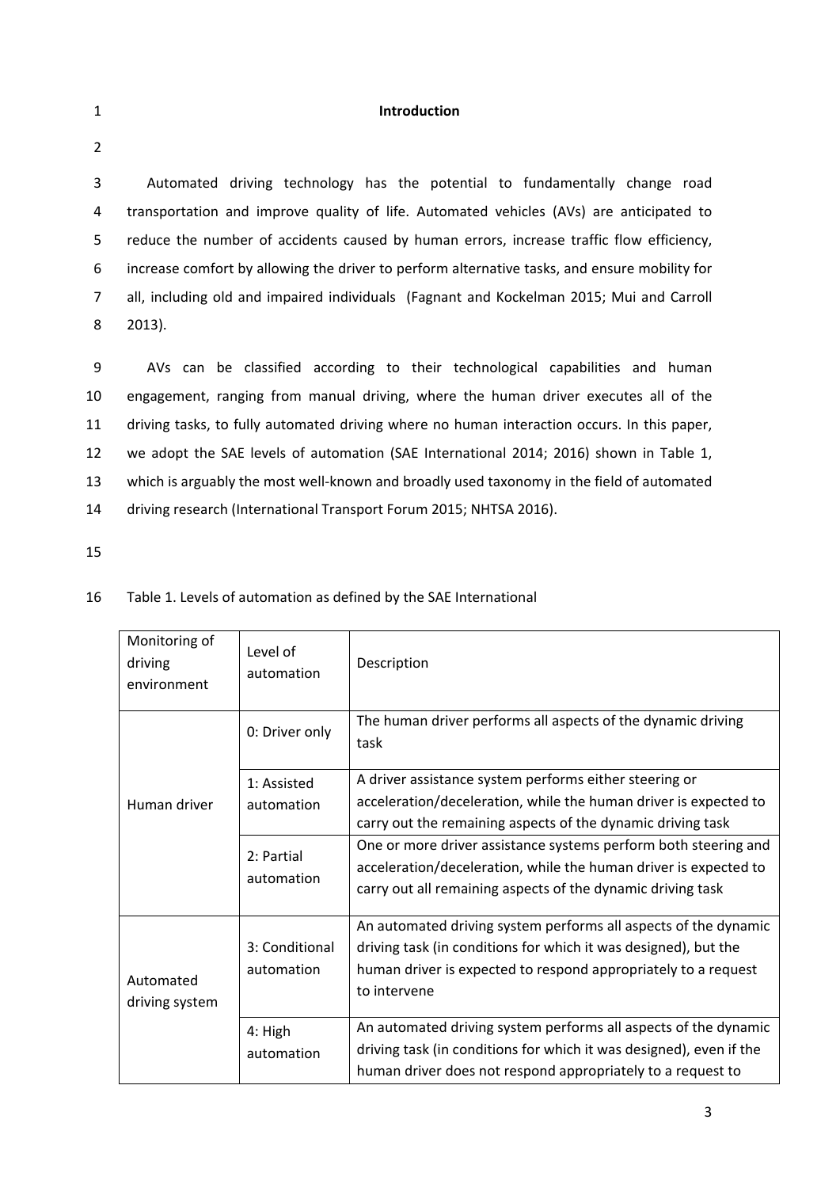# Introduction

Automated driving technology has the potential to fundamentally change road transportation and improve quality of life. Automated vehicles (AVs) are anticipated to reduce the number of accidents caused by human errors, increase traffic flow efficiency, increase comfort by allowing the driver to perform alternative tasks, and ensure mobility for all, including old and impaired individuals (Fagnant and Kockelman 2015; Mui and Carroll 2013).

AVs can be classified according to their technological capabilities and human engagement, ranging from manual driving, where the human driver executes all of the driving tasks, to fully automated driving where no human interaction occurs. In this paper, we adopt the SAE levels of automation (SAE International 2014; 2016) shown in Table 1, which is arguably the most well-known and broadly used taxonomy in the field of automated driving research (International Transport Forum 2015; NHTSA 2016).

Table 1. Levels of automation as defined by the SAE International

| Monitoring of driving environment | Level of automation | Description |
|---|---|---|
| Human driver | 0: Driver only | The human driver performs all aspects of the dynamic driving task |
| | 1: Assisted automation | A driver assistance system performs either steering or acceleration/deceleration, while the human driver is expected to carry out the remaining aspects of the dynamic driving task |
| | 2: Partial automation | One or more driver assistance systems perform both steering and acceleration/deceleration, while the human driver is expected to carry out all remaining aspects of the dynamic driving task |
| Automated driving system | 3: Conditional automation | An automated driving system performs all aspects of the dynamic driving task (in conditions for which it was designed), but the human driver is expected to respond appropriately to a request to intervene |
| | 4: High automation | An automated driving system performs all aspects of the dynamic driving task (in conditions for which it was designed), even if the human driver does not respond appropriately to a request to |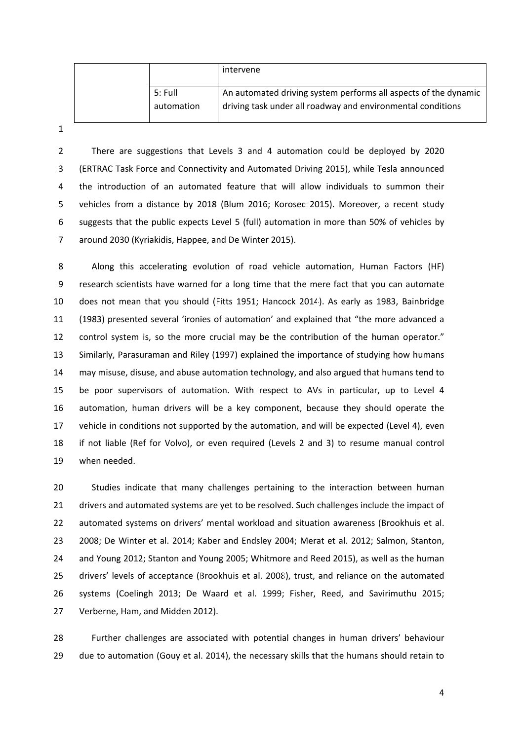|  |  | intervene |
| --- | --- | --- |
|  | 5: Full automation | An automated driving system performs all aspects of the dynamic driving task under all roadway and environmental conditions |

There are suggestions that Levels 3 and 4 automation could be deployed by 2020 (ERTRAC Task Force and Connectivity and Automated Driving 2015), while Tesla announced the introduction of an automated feature that will allow individuals to summon their vehicles from a distance by 2018 (Blum 2016; Korosec 2015). Moreover, a recent study suggests that the public expects Level 5 (full) automation in more than 50% of vehicles by around 2030 (Kyriakidis, Happee, and De Winter 2015).

Along this accelerating evolution of road vehicle automation, Human Factors (HF) research scientists have warned for a long time that the mere fact that you can automate does not mean that you should (Fitts 1951; Hancock 2014). As early as 1983, Bainbridge (1983) presented several 'ironies of automation' and explained that "the more advanced a control system is, so the more crucial may be the contribution of the human operator." Similarly, Parasuraman and Riley (1997) explained the importance of studying how humans may misuse, disuse, and abuse automation technology, and also argued that humans tend to be poor supervisors of automation. With respect to AVs in particular, up to Level 4 automation, human drivers will be a key component, because they should operate the vehicle in conditions not supported by the automation, and will be expected (Level 4), even if not liable (Ref for Volvo), or even required (Levels 2 and 3) to resume manual control when needed.

Studies indicate that many challenges pertaining to the interaction between human drivers and automated systems are yet to be resolved. Such challenges include the impact of automated systems on drivers' mental workload and situation awareness (Brookhuis et al. 2008; De Winter et al. 2014; Kaber and Endsley 2004; Merat et al. 2012; Salmon, Stanton, and Young 2012; Stanton and Young 2005; Whitmore and Reed 2015), as well as the human drivers' levels of acceptance (Brookhuis et al. 2008), trust, and reliance on the automated systems (Coelingh 2013; De Waard et al. 1999; Fisher, Reed, and Savirimuthu 2015; Verberne, Ham, and Midden 2012).

Further challenges are associated with potential changes in human drivers' behaviour due to automation (Gouy et al. 2014), the necessary skills that the humans should retain to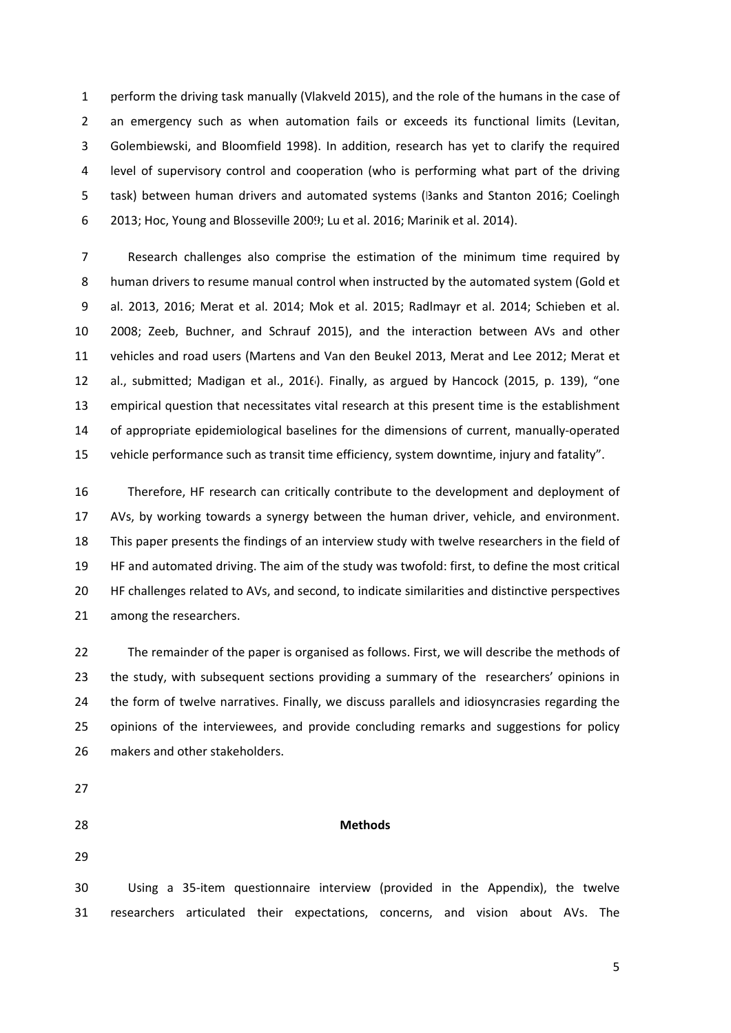perform the driving task manually (Vlakveld 2015), and the role of the humans in the case of an emergency such as when automation fails or exceeds its functional limits (Levitan, Golembiewski, and Bloomfield 1998). In addition, research has yet to clarify the required level of supervisory control and cooperation (who is performing what part of the driving task) between human drivers and automated systems (Banks and Stanton 2016; Coelingh 2013; Hoc, Young and Blosseville 2009; Lu et al. 2016; Marinik et al. 2014).

Research challenges also comprise the estimation of the minimum time required by human drivers to resume manual control when instructed by the automated system (Gold et al. 2013, 2016; Merat et al. 2014; Mok et al. 2015; Radlmayr et al. 2014; Schieben et al. 2008; Zeeb, Buchner, and Schrauf 2015), and the interaction between AVs and other vehicles and road users (Martens and Van den Beukel 2013, Merat and Lee 2012; Merat et al., submitted; Madigan et al., 2016). Finally, as argued by Hancock (2015, p. 139), "one empirical question that necessitates vital research at this present time is the establishment of appropriate epidemiological baselines for the dimensions of current, manually-operated vehicle performance such as transit time efficiency, system downtime, injury and fatality".

Therefore, HF research can critically contribute to the development and deployment of AVs, by working towards a synergy between the human driver, vehicle, and environment. This paper presents the findings of an interview study with twelve researchers in the field of HF and automated driving. The aim of the study was twofold: first, to define the most critical HF challenges related to AVs, and second, to indicate similarities and distinctive perspectives among the researchers.

The remainder of the paper is organised as follows. First, we will describe the methods of the study, with subsequent sections providing a summary of the researchers' opinions in the form of twelve narratives. Finally, we discuss parallels and idiosyncrasies regarding the opinions of the interviewees, and provide concluding remarks and suggestions for policy makers and other stakeholders.

## Methods

Using a 35-item questionnaire interview (provided in the Appendix), the twelve researchers articulated their expectations, concerns, and vision about AVs. The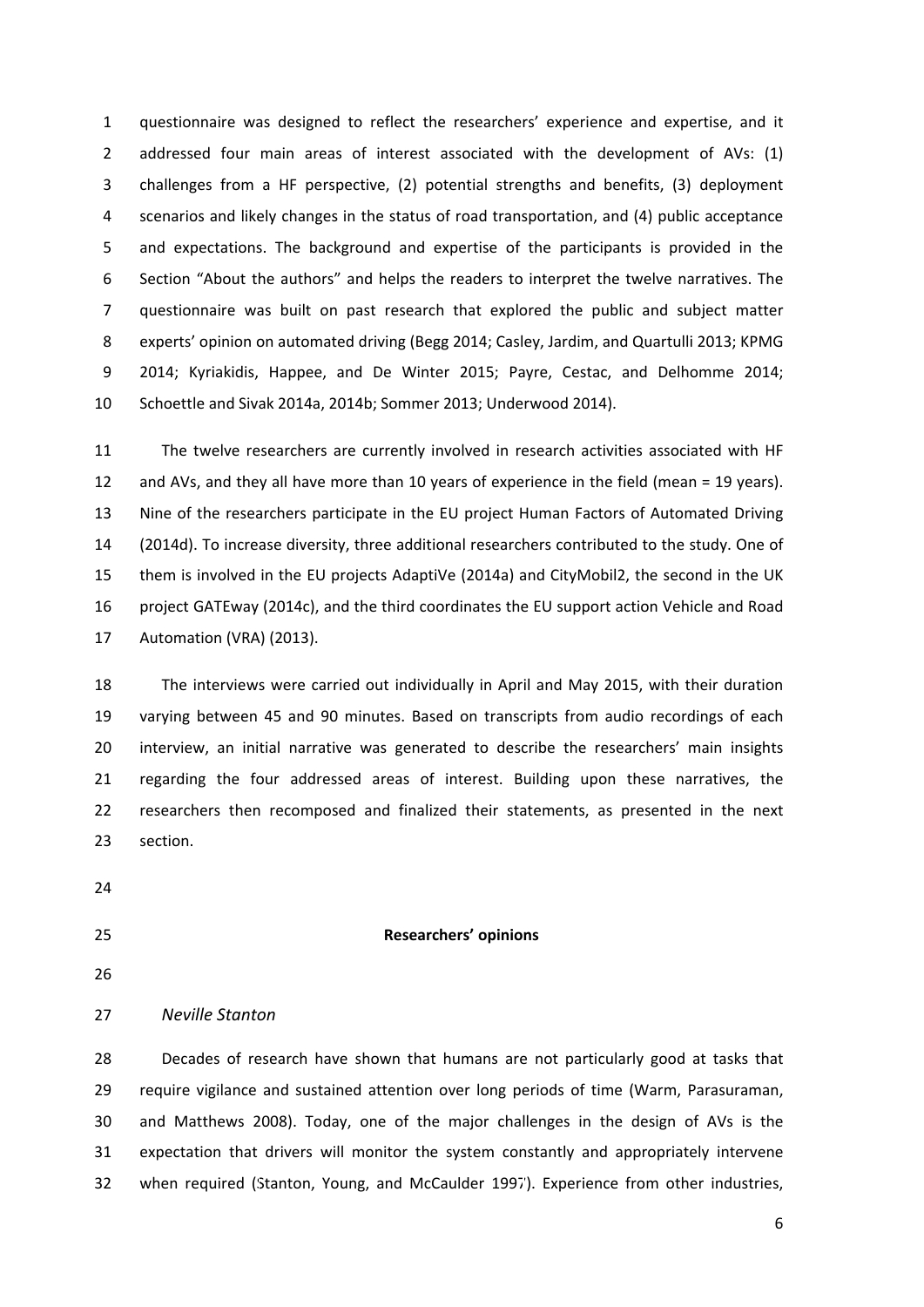questionnaire was designed to reflect the researchers' experience and expertise, and it addressed four main areas of interest associated with the development of AVs: (1) challenges from a HF perspective, (2) potential strengths and benefits, (3) deployment scenarios and likely changes in the status of road transportation, and (4) public acceptance and expectations. The background and expertise of the participants is provided in the Section "About the authors" and helps the readers to interpret the twelve narratives. The questionnaire was built on past research that explored the public and subject matter experts' opinion on automated driving (Begg 2014; Casley, Jardim, and Quartulli 2013; KPMG 2014; Kyriakidis, Happee, and De Winter 2015; Payre, Cestac, and Delhomme 2014; Schoettle and Sivak 2014a, 2014b; Sommer 2013; Underwood 2014).

The twelve researchers are currently involved in research activities associated with HF and AVs, and they all have more than 10 years of experience in the field (mean = 19 years). Nine of the researchers participate in the EU project Human Factors of Automated Driving (2014d). To increase diversity, three additional researchers contributed to the study. One of them is involved in the EU projects AdaptiVe (2014a) and CityMobil2, the second in the UK project GATEway (2014c), and the third coordinates the EU support action Vehicle and Road Automation (VRA) (2013).

The interviews were carried out individually in April and May 2015, with their duration varying between 45 and 90 minutes. Based on transcripts from audio recordings of each interview, an initial narrative was generated to describe the researchers' main insights regarding the four addressed areas of interest. Building upon these narratives, the researchers then recomposed and finalized their statements, as presented in the next section.

## Researchers' opinions

### *Neville Stanton*

Decades of research have shown that humans are not particularly good at tasks that require vigilance and sustained attention over long periods of time (Warm, Parasuraman, and Matthews 2008). Today, one of the major challenges in the design of AVs is the expectation that drivers will monitor the system constantly and appropriately intervene when required (Stanton, Young, and McCaulder 1997). Experience from other industries,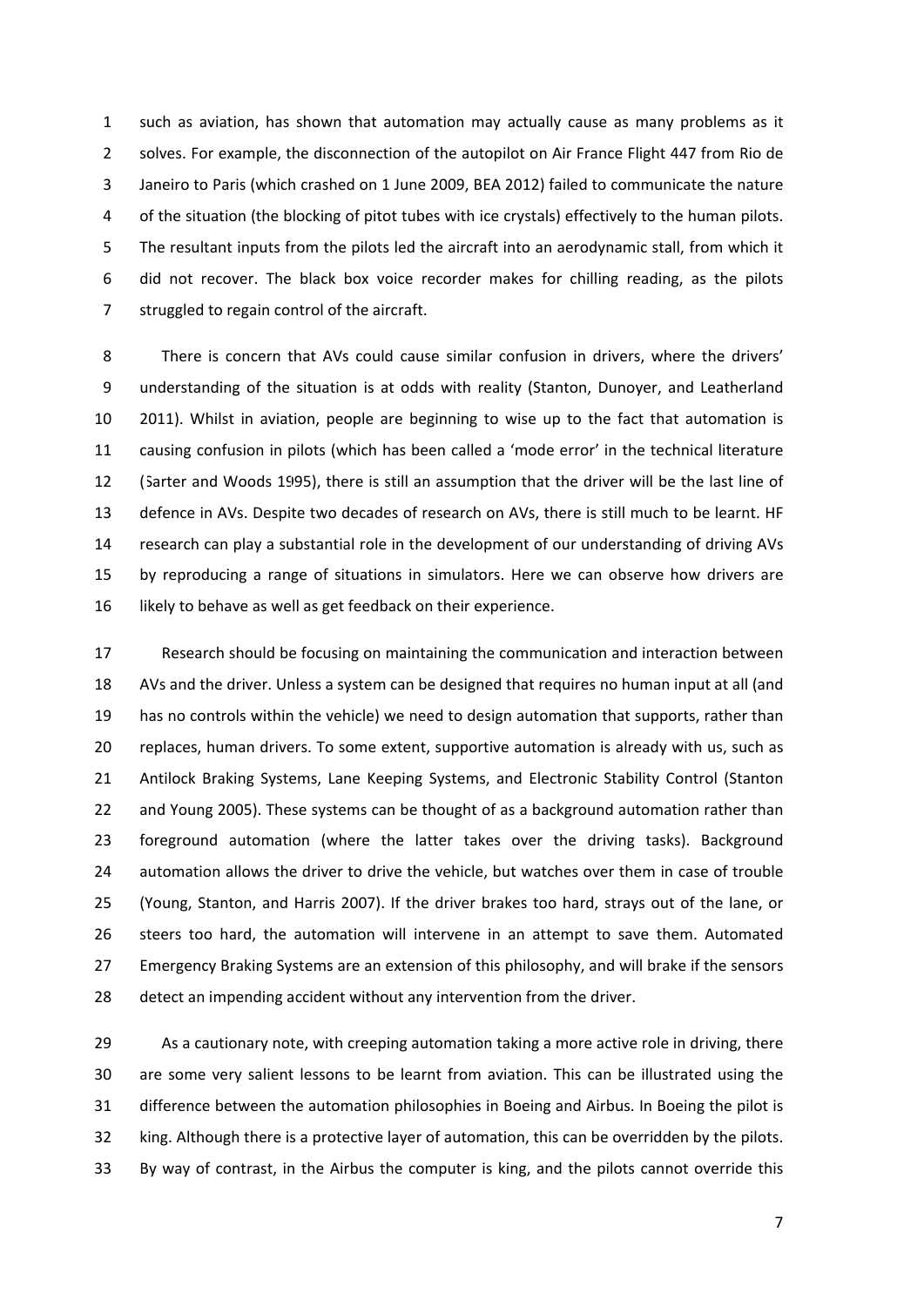such as aviation, has shown that automation may actually cause as many problems as it solves. For example, the disconnection of the autopilot on Air France Flight 447 from Rio de Janeiro to Paris (which crashed on 1 June 2009, BEA 2012) failed to communicate the nature of the situation (the blocking of pitot tubes with ice crystals) effectively to the human pilots. The resultant inputs from the pilots led the aircraft into an aerodynamic stall, from which it did not recover. The black box voice recorder makes for chilling reading, as the pilots struggled to regain control of the aircraft.

There is concern that AVs could cause similar confusion in drivers, where the drivers' understanding of the situation is at odds with reality (Stanton, Dunoyer, and Leatherland 2011). Whilst in aviation, people are beginning to wise up to the fact that automation is causing confusion in pilots (which has been called a 'mode error' in the technical literature (Sarter and Woods 1995), there is still an assumption that the driver will be the last line of defence in AVs. Despite two decades of research on AVs, there is still much to be learnt. HF research can play a substantial role in the development of our understanding of driving AVs by reproducing a range of situations in simulators. Here we can observe how drivers are likely to behave as well as get feedback on their experience.

Research should be focusing on maintaining the communication and interaction between AVs and the driver. Unless a system can be designed that requires no human input at all (and has no controls within the vehicle) we need to design automation that supports, rather than replaces, human drivers. To some extent, supportive automation is already with us, such as Antilock Braking Systems, Lane Keeping Systems, and Electronic Stability Control (Stanton and Young 2005). These systems can be thought of as a background automation rather than foreground automation (where the latter takes over the driving tasks). Background automation allows the driver to drive the vehicle, but watches over them in case of trouble (Young, Stanton, and Harris 2007). If the driver brakes too hard, strays out of the lane, or steers too hard, the automation will intervene in an attempt to save them. Automated Emergency Braking Systems are an extension of this philosophy, and will brake if the sensors detect an impending accident without any intervention from the driver.

As a cautionary note, with creeping automation taking a more active role in driving, there are some very salient lessons to be learnt from aviation. This can be illustrated using the difference between the automation philosophies in Boeing and Airbus. In Boeing the pilot is king. Although there is a protective layer of automation, this can be overridden by the pilots. By way of contrast, in the Airbus the computer is king, and the pilots cannot override this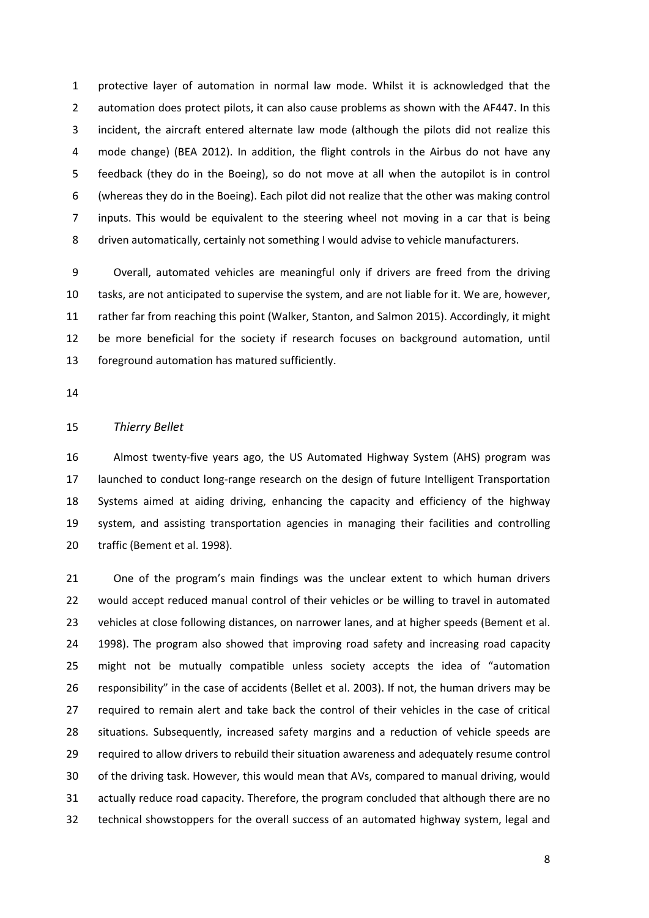protective layer of automation in normal law mode. Whilst it is acknowledged that the automation does protect pilots, it can also cause problems as shown with the AF447. In this incident, the aircraft entered alternate law mode (although the pilots did not realize this mode change) (BEA 2012). In addition, the flight controls in the Airbus do not have any feedback (they do in the Boeing), so do not move at all when the autopilot is in control (whereas they do in the Boeing). Each pilot did not realize that the other was making control inputs. This would be equivalent to the steering wheel not moving in a car that is being driven automatically, certainly not something I would advise to vehicle manufacturers.

Overall, automated vehicles are meaningful only if drivers are freed from the driving tasks, are not anticipated to supervise the system, and are not liable for it. We are, however, rather far from reaching this point (Walker, Stanton, and Salmon 2015). Accordingly, it might be more beneficial for the society if research focuses on background automation, until foreground automation has matured sufficiently.

*Thierry Bellet*

Almost twenty-five years ago, the US Automated Highway System (AHS) program was launched to conduct long-range research on the design of future Intelligent Transportation Systems aimed at aiding driving, enhancing the capacity and efficiency of the highway system, and assisting transportation agencies in managing their facilities and controlling traffic (Bement et al. 1998).

One of the program's main findings was the unclear extent to which human drivers would accept reduced manual control of their vehicles or be willing to travel in automated vehicles at close following distances, on narrower lanes, and at higher speeds (Bement et al. 1998). The program also showed that improving road safety and increasing road capacity might not be mutually compatible unless society accepts the idea of "automation responsibility" in the case of accidents (Bellet et al. 2003). If not, the human drivers may be required to remain alert and take back the control of their vehicles in the case of critical situations. Subsequently, increased safety margins and a reduction of vehicle speeds are required to allow drivers to rebuild their situation awareness and adequately resume control of the driving task. However, this would mean that AVs, compared to manual driving, would actually reduce road capacity. Therefore, the program concluded that although there are no technical showstoppers for the overall success of an automated highway system, legal and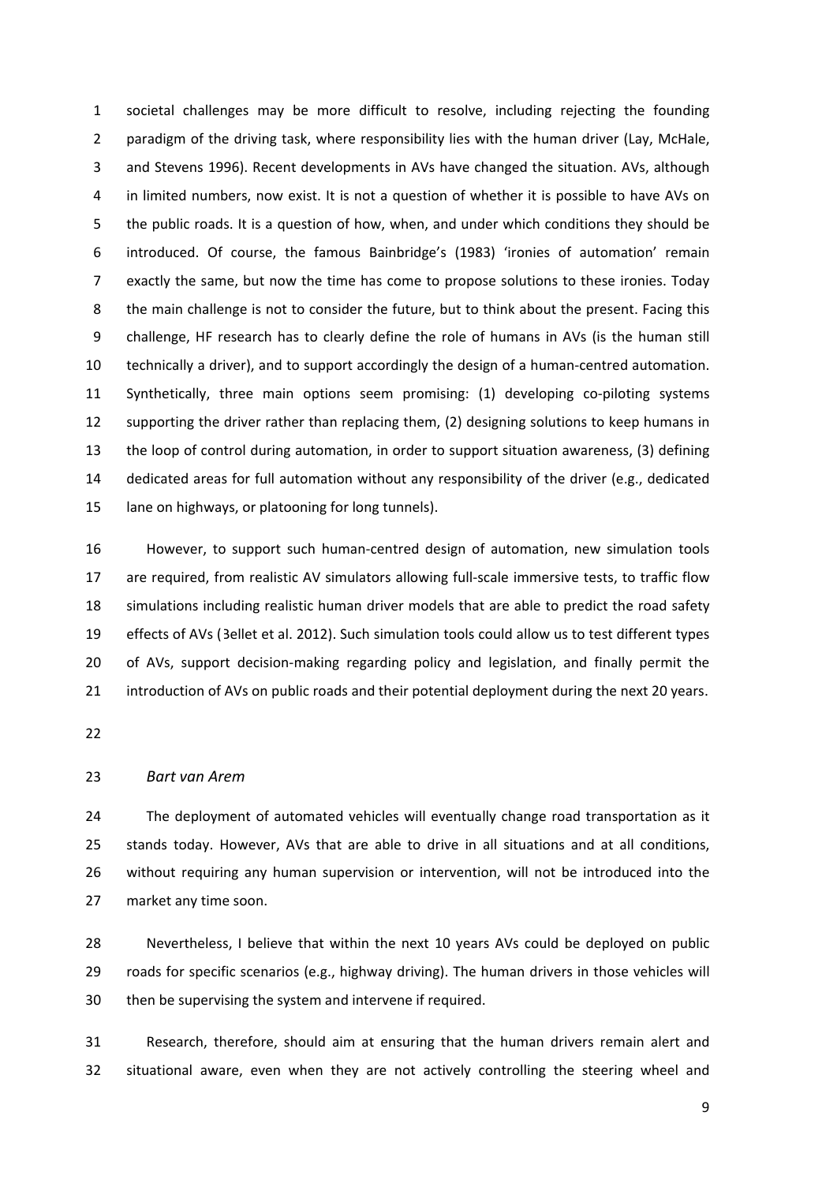societal challenges may be more difficult to resolve, including rejecting the founding paradigm of the driving task, where responsibility lies with the human driver (Lay, McHale, and Stevens 1996). Recent developments in AVs have changed the situation. AVs, although in limited numbers, now exist. It is not a question of whether it is possible to have AVs on the public roads. It is a question of how, when, and under which conditions they should be introduced. Of course, the famous Bainbridge's (1983) 'ironies of automation' remain exactly the same, but now the time has come to propose solutions to these ironies. Today the main challenge is not to consider the future, but to think about the present. Facing this challenge, HF research has to clearly define the role of humans in AVs (is the human still technically a driver), and to support accordingly the design of a human-centred automation. Synthetically, three main options seem promising: (1) developing co-piloting systems supporting the driver rather than replacing them, (2) designing solutions to keep humans in the loop of control during automation, in order to support situation awareness, (3) defining dedicated areas for full automation without any responsibility of the driver (e.g., dedicated lane on highways, or platooning for long tunnels).

However, to support such human-centred design of automation, new simulation tools are required, from realistic AV simulators allowing full-scale immersive tests, to traffic flow simulations including realistic human driver models that are able to predict the road safety effects of AVs (Bellet et al. 2012). Such simulation tools could allow us to test different types of AVs, support decision-making regarding policy and legislation, and finally permit the introduction of AVs on public roads and their potential deployment during the next 20 years.

*Bart van Arem*

The deployment of automated vehicles will eventually change road transportation as it stands today. However, AVs that are able to drive in all situations and at all conditions, without requiring any human supervision or intervention, will not be introduced into the market any time soon.

Nevertheless, I believe that within the next 10 years AVs could be deployed on public roads for specific scenarios (e.g., highway driving). The human drivers in those vehicles will then be supervising the system and intervene if required.

Research, therefore, should aim at ensuring that the human drivers remain alert and situational aware, even when they are not actively controlling the steering wheel and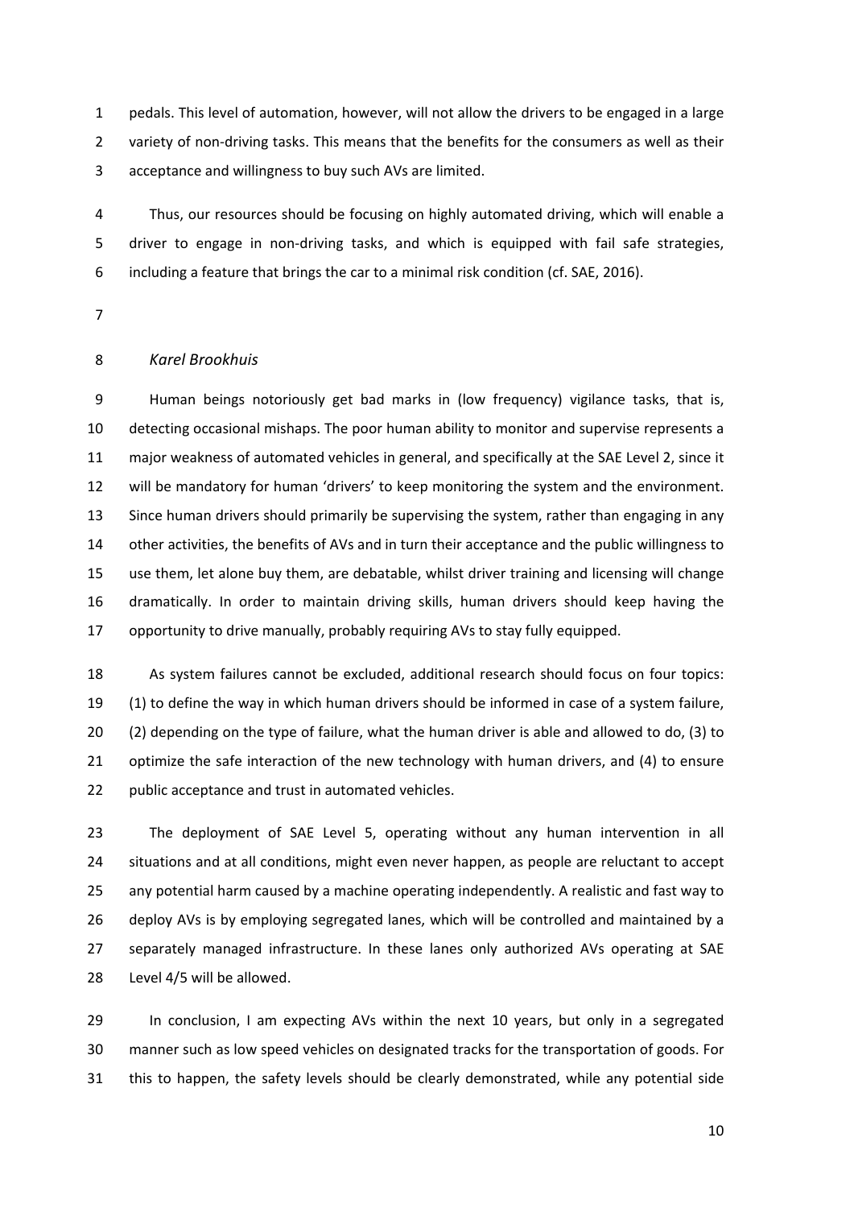pedals. This level of automation, however, will not allow the drivers to be engaged in a large variety of non-driving tasks. This means that the benefits for the consumers as well as their acceptance and willingness to buy such AVs are limited.

Thus, our resources should be focusing on highly automated driving, which will enable a driver to engage in non-driving tasks, and which is equipped with fail safe strategies, including a feature that brings the car to a minimal risk condition (cf. SAE, 2016).

*Karel Brookhuis*

Human beings notoriously get bad marks in (low frequency) vigilance tasks, that is, detecting occasional mishaps. The poor human ability to monitor and supervise represents a major weakness of automated vehicles in general, and specifically at the SAE Level 2, since it will be mandatory for human 'drivers' to keep monitoring the system and the environment. Since human drivers should primarily be supervising the system, rather than engaging in any other activities, the benefits of AVs and in turn their acceptance and the public willingness to use them, let alone buy them, are debatable, whilst driver training and licensing will change dramatically. In order to maintain driving skills, human drivers should keep having the opportunity to drive manually, probably requiring AVs to stay fully equipped.

As system failures cannot be excluded, additional research should focus on four topics: (1) to define the way in which human drivers should be informed in case of a system failure, (2) depending on the type of failure, what the human driver is able and allowed to do, (3) to optimize the safe interaction of the new technology with human drivers, and (4) to ensure public acceptance and trust in automated vehicles.

The deployment of SAE Level 5, operating without any human intervention in all situations and at all conditions, might even never happen, as people are reluctant to accept any potential harm caused by a machine operating independently. A realistic and fast way to deploy AVs is by employing segregated lanes, which will be controlled and maintained by a separately managed infrastructure. In these lanes only authorized AVs operating at SAE Level 4/5 will be allowed.

In conclusion, I am expecting AVs within the next 10 years, but only in a segregated manner such as low speed vehicles on designated tracks for the transportation of goods. For this to happen, the safety levels should be clearly demonstrated, while any potential side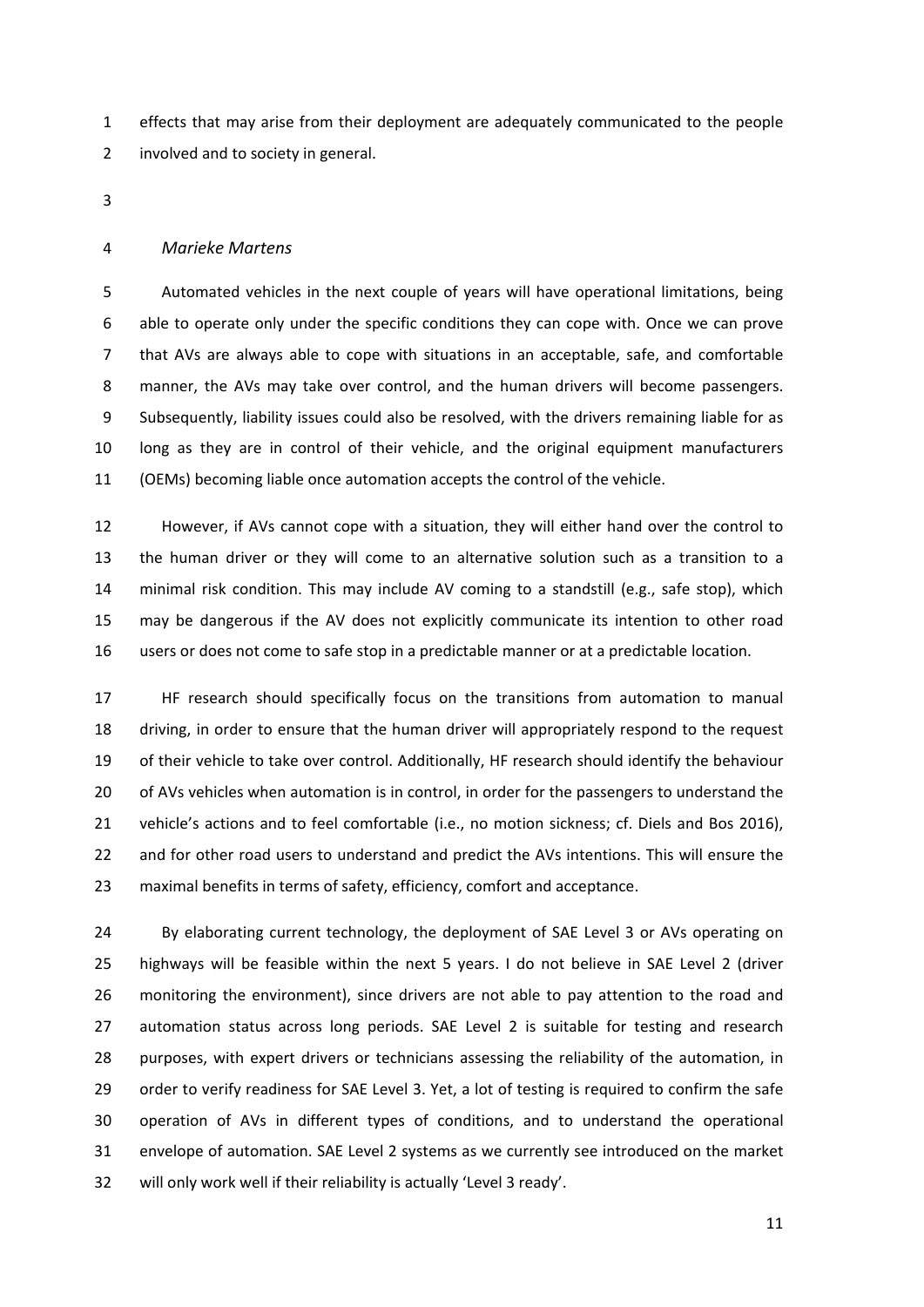effects that may arise from their deployment are adequately communicated to the people involved and to society in general.

*Marieke Martens*

Automated vehicles in the next couple of years will have operational limitations, being able to operate only under the specific conditions they can cope with. Once we can prove that AVs are always able to cope with situations in an acceptable, safe, and comfortable manner, the AVs may take over control, and the human drivers will become passengers. Subsequently, liability issues could also be resolved, with the drivers remaining liable for as long as they are in control of their vehicle, and the original equipment manufacturers (OEMs) becoming liable once automation accepts the control of the vehicle.

However, if AVs cannot cope with a situation, they will either hand over the control to the human driver or they will come to an alternative solution such as a transition to a minimal risk condition. This may include AV coming to a standstill (e.g., safe stop), which may be dangerous if the AV does not explicitly communicate its intention to other road users or does not come to safe stop in a predictable manner or at a predictable location.

HF research should specifically focus on the transitions from automation to manual driving, in order to ensure that the human driver will appropriately respond to the request of their vehicle to take over control. Additionally, HF research should identify the behaviour of AVs vehicles when automation is in control, in order for the passengers to understand the vehicle's actions and to feel comfortable (i.e., no motion sickness; cf. Diels and Bos 2016), and for other road users to understand and predict the AVs intentions. This will ensure the maximal benefits in terms of safety, efficiency, comfort and acceptance.

By elaborating current technology, the deployment of SAE Level 3 or AVs operating on highways will be feasible within the next 5 years. I do not believe in SAE Level 2 (driver monitoring the environment), since drivers are not able to pay attention to the road and automation status across long periods. SAE Level 2 is suitable for testing and research purposes, with expert drivers or technicians assessing the reliability of the automation, in order to verify readiness for SAE Level 3. Yet, a lot of testing is required to confirm the safe operation of AVs in different types of conditions, and to understand the operational envelope of automation. SAE Level 2 systems as we currently see introduced on the market will only work well if their reliability is actually 'Level 3 ready'.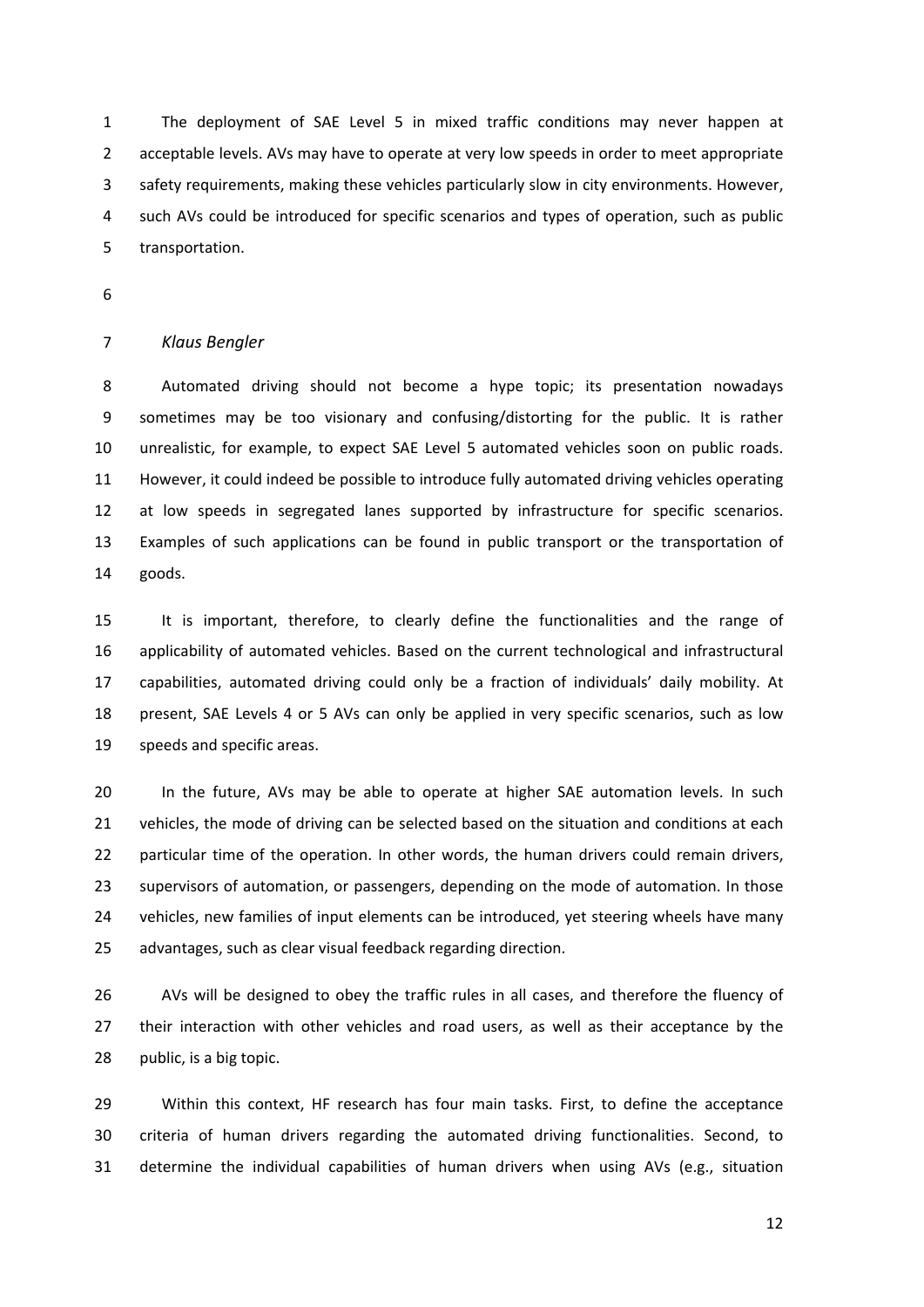The deployment of SAE Level 5 in mixed traffic conditions may never happen at acceptable levels. AVs may have to operate at very low speeds in order to meet appropriate safety requirements, making these vehicles particularly slow in city environments. However, such AVs could be introduced for specific scenarios and types of operation, such as public transportation.

*Klaus Bengler*

Automated driving should not become a hype topic; its presentation nowadays sometimes may be too visionary and confusing/distorting for the public. It is rather unrealistic, for example, to expect SAE Level 5 automated vehicles soon on public roads. However, it could indeed be possible to introduce fully automated driving vehicles operating at low speeds in segregated lanes supported by infrastructure for specific scenarios. Examples of such applications can be found in public transport or the transportation of goods.

It is important, therefore, to clearly define the functionalities and the range of applicability of automated vehicles. Based on the current technological and infrastructural capabilities, automated driving could only be a fraction of individuals' daily mobility. At present, SAE Levels 4 or 5 AVs can only be applied in very specific scenarios, such as low speeds and specific areas.

In the future, AVs may be able to operate at higher SAE automation levels. In such vehicles, the mode of driving can be selected based on the situation and conditions at each particular time of the operation. In other words, the human drivers could remain drivers, supervisors of automation, or passengers, depending on the mode of automation. In those vehicles, new families of input elements can be introduced, yet steering wheels have many advantages, such as clear visual feedback regarding direction.

AVs will be designed to obey the traffic rules in all cases, and therefore the fluency of their interaction with other vehicles and road users, as well as their acceptance by the public, is a big topic.

Within this context, HF research has four main tasks. First, to define the acceptance criteria of human drivers regarding the automated driving functionalities. Second, to determine the individual capabilities of human drivers when using AVs (e.g., situation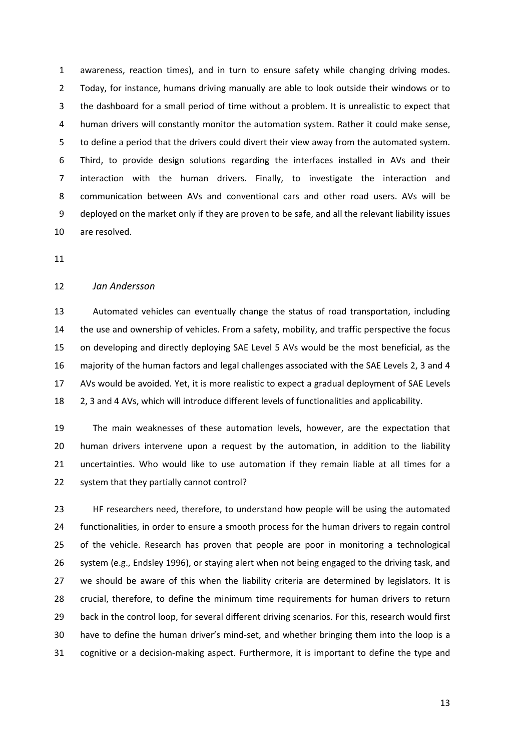awareness, reaction times), and in turn to ensure safety while changing driving modes. Today, for instance, humans driving manually are able to look outside their windows or to the dashboard for a small period of time without a problem. It is unrealistic to expect that human drivers will constantly monitor the automation system. Rather it could make sense, to define a period that the drivers could divert their view away from the automated system. Third, to provide design solutions regarding the interfaces installed in AVs and their interaction with the human drivers. Finally, to investigate the interaction and communication between AVs and conventional cars and other road users. AVs will be deployed on the market only if they are proven to be safe, and all the relevant liability issues are resolved.

*Jan Andersson*

Automated vehicles can eventually change the status of road transportation, including the use and ownership of vehicles. From a safety, mobility, and traffic perspective the focus on developing and directly deploying SAE Level 5 AVs would be the most beneficial, as the majority of the human factors and legal challenges associated with the SAE Levels 2, 3 and 4 AVs would be avoided. Yet, it is more realistic to expect a gradual deployment of SAE Levels 2, 3 and 4 AVs, which will introduce different levels of functionalities and applicability.

The main weaknesses of these automation levels, however, are the expectation that human drivers intervene upon a request by the automation, in addition to the liability uncertainties. Who would like to use automation if they remain liable at all times for a system that they partially cannot control?

HF researchers need, therefore, to understand how people will be using the automated functionalities, in order to ensure a smooth process for the human drivers to regain control of the vehicle. Research has proven that people are poor in monitoring a technological system (e.g., Endsley 1996), or staying alert when not being engaged to the driving task, and we should be aware of this when the liability criteria are determined by legislators. It is crucial, therefore, to define the minimum time requirements for human drivers to return back in the control loop, for several different driving scenarios. For this, research would first have to define the human driver's mind-set, and whether bringing them into the loop is a cognitive or a decision-making aspect. Furthermore, it is important to define the type and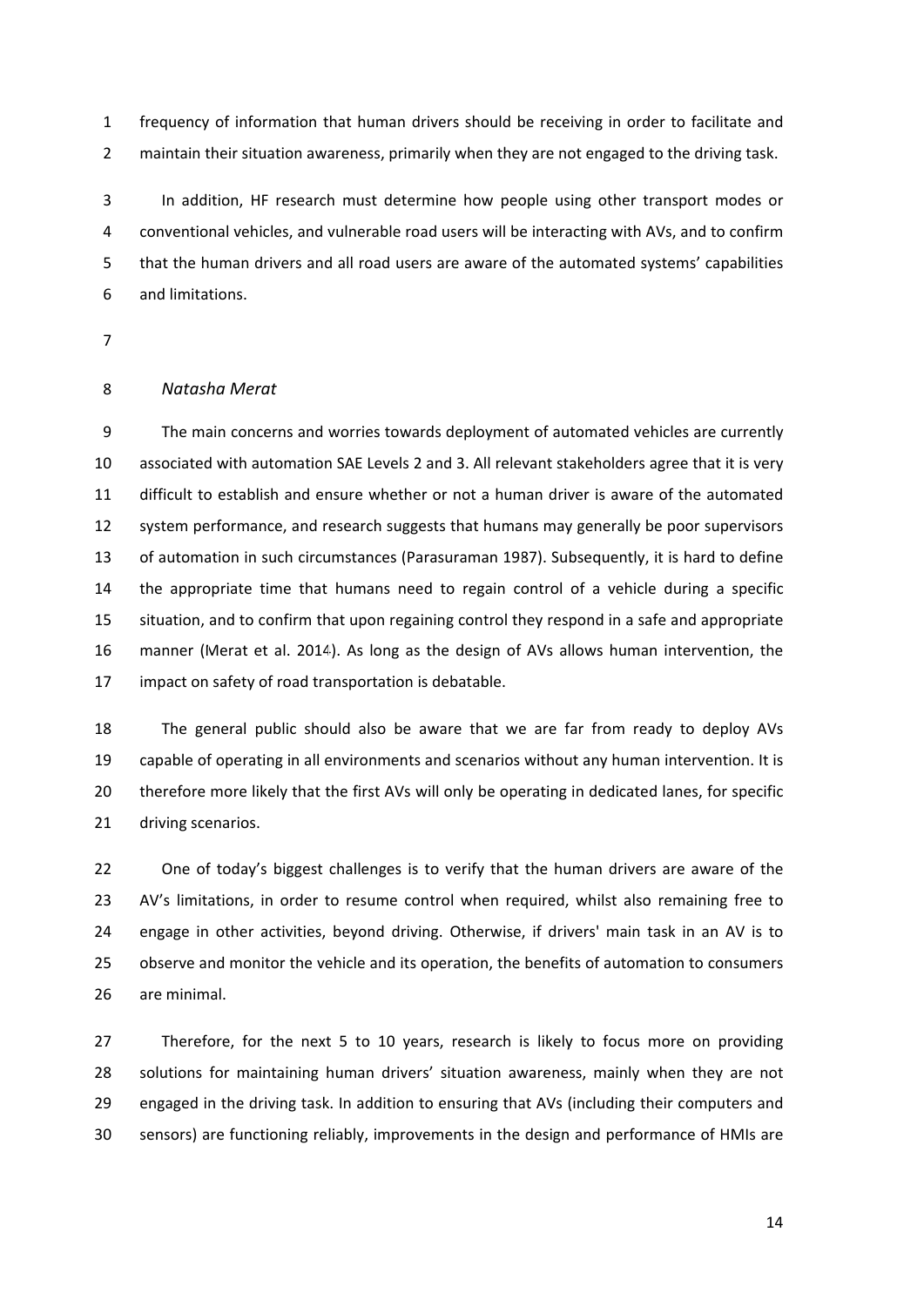frequency of information that human drivers should be receiving in order to facilitate and maintain their situation awareness, primarily when they are not engaged to the driving task.

In addition, HF research must determine how people using other transport modes or conventional vehicles, and vulnerable road users will be interacting with AVs, and to confirm that the human drivers and all road users are aware of the automated systems' capabilities and limitations.

*Natasha Merat*

The main concerns and worries towards deployment of automated vehicles are currently associated with automation SAE Levels 2 and 3. All relevant stakeholders agree that it is very difficult to establish and ensure whether or not a human driver is aware of the automated system performance, and research suggests that humans may generally be poor supervisors of automation in such circumstances (Parasuraman 1987). Subsequently, it is hard to define the appropriate time that humans need to regain control of a vehicle during a specific situation, and to confirm that upon regaining control they respond in a safe and appropriate manner (Merat et al. 2014). As long as the design of AVs allows human intervention, the impact on safety of road transportation is debatable.

The general public should also be aware that we are far from ready to deploy AVs capable of operating in all environments and scenarios without any human intervention. It is therefore more likely that the first AVs will only be operating in dedicated lanes, for specific driving scenarios.

One of today's biggest challenges is to verify that the human drivers are aware of the AV's limitations, in order to resume control when required, whilst also remaining free to engage in other activities, beyond driving. Otherwise, if drivers' main task in an AV is to observe and monitor the vehicle and its operation, the benefits of automation to consumers are minimal.

Therefore, for the next 5 to 10 years, research is likely to focus more on providing solutions for maintaining human drivers' situation awareness, mainly when they are not engaged in the driving task. In addition to ensuring that AVs (including their computers and sensors) are functioning reliably, improvements in the design and performance of HMIs are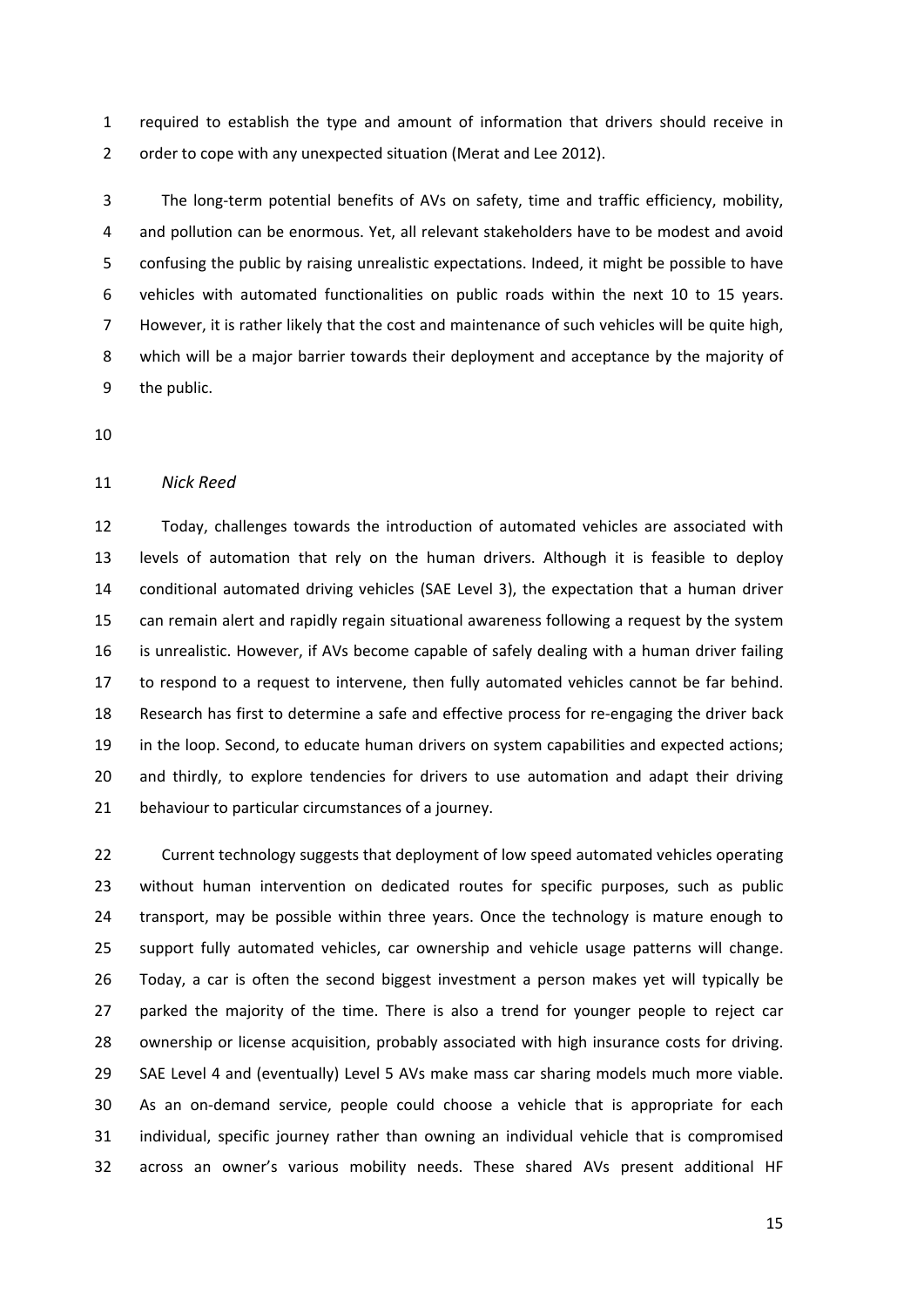required to establish the type and amount of information that drivers should receive in order to cope with any unexpected situation (Merat and Lee 2012).

The long-term potential benefits of AVs on safety, time and traffic efficiency, mobility, and pollution can be enormous. Yet, all relevant stakeholders have to be modest and avoid confusing the public by raising unrealistic expectations. Indeed, it might be possible to have vehicles with automated functionalities on public roads within the next 10 to 15 years. However, it is rather likely that the cost and maintenance of such vehicles will be quite high, which will be a major barrier towards their deployment and acceptance by the majority of the public.

*Nick Reed*

Today, challenges towards the introduction of automated vehicles are associated with levels of automation that rely on the human drivers. Although it is feasible to deploy conditional automated driving vehicles (SAE Level 3), the expectation that a human driver can remain alert and rapidly regain situational awareness following a request by the system is unrealistic. However, if AVs become capable of safely dealing with a human driver failing to respond to a request to intervene, then fully automated vehicles cannot be far behind. Research has first to determine a safe and effective process for re-engaging the driver back in the loop. Second, to educate human drivers on system capabilities and expected actions; and thirdly, to explore tendencies for drivers to use automation and adapt their driving behaviour to particular circumstances of a journey.

Current technology suggests that deployment of low speed automated vehicles operating without human intervention on dedicated routes for specific purposes, such as public transport, may be possible within three years. Once the technology is mature enough to support fully automated vehicles, car ownership and vehicle usage patterns will change. Today, a car is often the second biggest investment a person makes yet will typically be parked the majority of the time. There is also a trend for younger people to reject car ownership or license acquisition, probably associated with high insurance costs for driving. SAE Level 4 and (eventually) Level 5 AVs make mass car sharing models much more viable. As an on-demand service, people could choose a vehicle that is appropriate for each individual, specific journey rather than owning an individual vehicle that is compromised across an owner's various mobility needs. These shared AVs present additional HF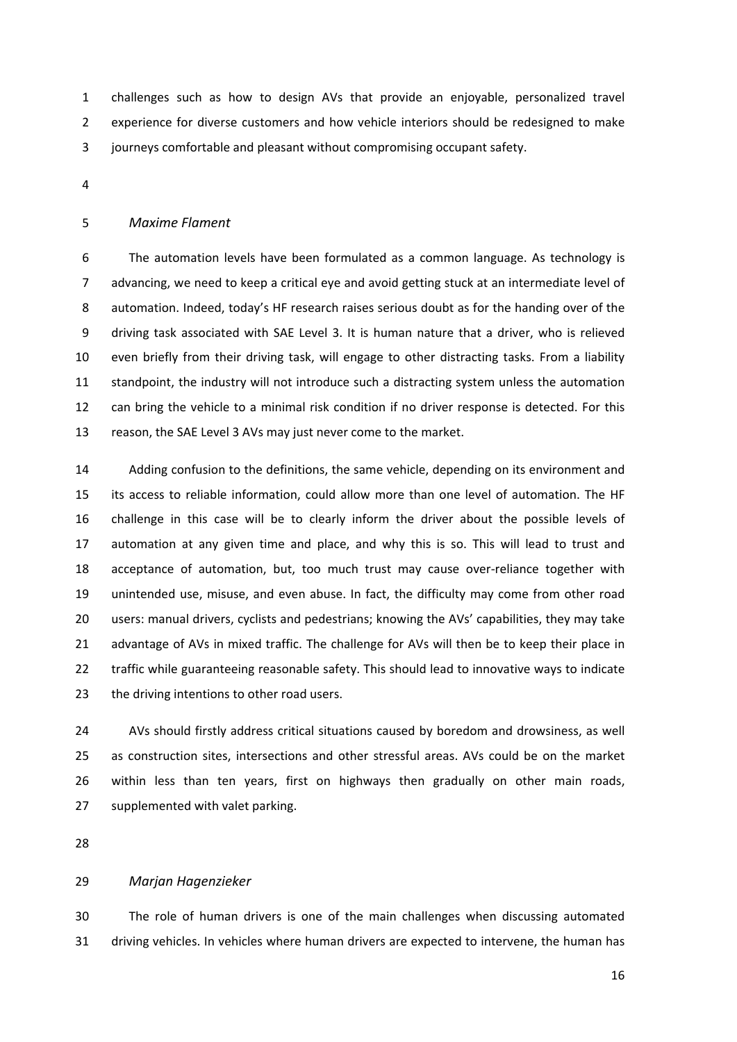challenges such as how to design AVs that provide an enjoyable, personalized travel experience for diverse customers and how vehicle interiors should be redesigned to make journeys comfortable and pleasant without compromising occupant safety.

*Maxime Flament*

The automation levels have been formulated as a common language. As technology is advancing, we need to keep a critical eye and avoid getting stuck at an intermediate level of automation. Indeed, today's HF research raises serious doubt as for the handing over of the driving task associated with SAE Level 3. It is human nature that a driver, who is relieved even briefly from their driving task, will engage to other distracting tasks. From a liability standpoint, the industry will not introduce such a distracting system unless the automation can bring the vehicle to a minimal risk condition if no driver response is detected. For this reason, the SAE Level 3 AVs may just never come to the market.

Adding confusion to the definitions, the same vehicle, depending on its environment and its access to reliable information, could allow more than one level of automation. The HF challenge in this case will be to clearly inform the driver about the possible levels of automation at any given time and place, and why this is so. This will lead to trust and acceptance of automation, but, too much trust may cause over-reliance together with unintended use, misuse, and even abuse. In fact, the difficulty may come from other road users: manual drivers, cyclists and pedestrians; knowing the AVs' capabilities, they may take advantage of AVs in mixed traffic. The challenge for AVs will then be to keep their place in traffic while guaranteeing reasonable safety. This should lead to innovative ways to indicate the driving intentions to other road users.

AVs should firstly address critical situations caused by boredom and drowsiness, as well as construction sites, intersections and other stressful areas. AVs could be on the market within less than ten years, first on highways then gradually on other main roads, supplemented with valet parking.

*Marjan Hagenzieker*

The role of human drivers is one of the main challenges when discussing automated driving vehicles. In vehicles where human drivers are expected to intervene, the human has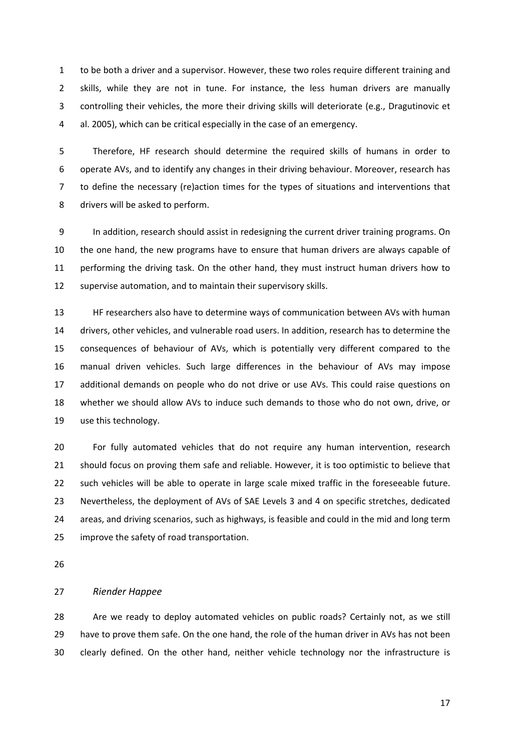to be both a driver and a supervisor. However, these two roles require different training and skills, while they are not in tune. For instance, the less human drivers are manually controlling their vehicles, the more their driving skills will deteriorate (e.g., Dragutinovic et al. 2005), which can be critical especially in the case of an emergency.

Therefore, HF research should determine the required skills of humans in order to operate AVs, and to identify any changes in their driving behaviour. Moreover, research has to define the necessary (re)action times for the types of situations and interventions that drivers will be asked to perform.

In addition, research should assist in redesigning the current driver training programs. On the one hand, the new programs have to ensure that human drivers are always capable of performing the driving task. On the other hand, they must instruct human drivers how to supervise automation, and to maintain their supervisory skills.

HF researchers also have to determine ways of communication between AVs with human drivers, other vehicles, and vulnerable road users. In addition, research has to determine the consequences of behaviour of AVs, which is potentially very different compared to the manual driven vehicles. Such large differences in the behaviour of AVs may impose additional demands on people who do not drive or use AVs. This could raise questions on whether we should allow AVs to induce such demands to those who do not own, drive, or use this technology.

For fully automated vehicles that do not require any human intervention, research should focus on proving them safe and reliable. However, it is too optimistic to believe that such vehicles will be able to operate in large scale mixed traffic in the foreseeable future. Nevertheless, the deployment of AVs of SAE Levels 3 and 4 on specific stretches, dedicated areas, and driving scenarios, such as highways, is feasible and could in the mid and long term improve the safety of road transportation.

*Riender Happee*

Are we ready to deploy automated vehicles on public roads? Certainly not, as we still have to prove them safe. On the one hand, the role of the human driver in AVs has not been clearly defined. On the other hand, neither vehicle technology nor the infrastructure is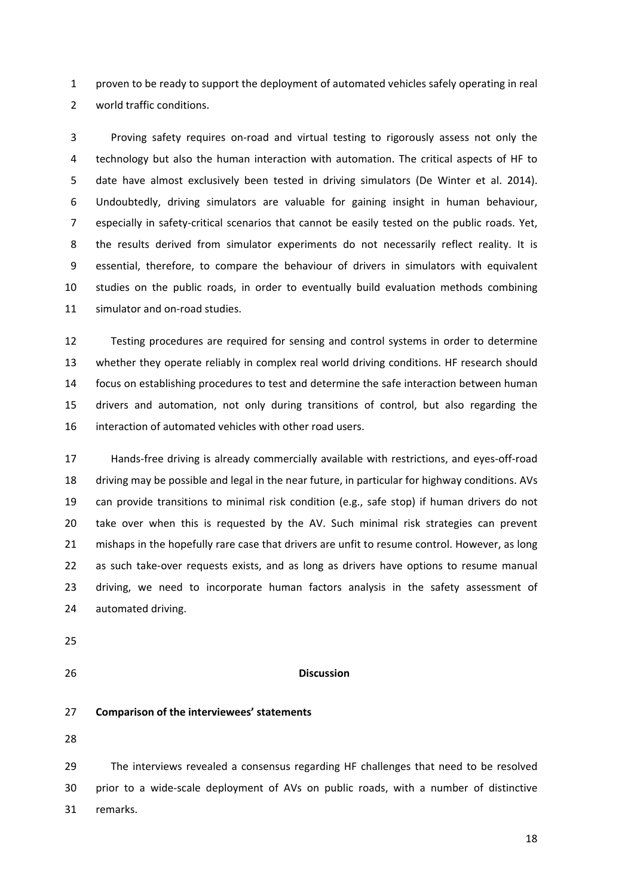proven to be ready to support the deployment of automated vehicles safely operating in real world traffic conditions.

Proving safety requires on-road and virtual testing to rigorously assess not only the technology but also the human interaction with automation. The critical aspects of HF to date have almost exclusively been tested in driving simulators (De Winter et al. 2014). Undoubtedly, driving simulators are valuable for gaining insight in human behaviour, especially in safety-critical scenarios that cannot be easily tested on the public roads. Yet, the results derived from simulator experiments do not necessarily reflect reality. It is essential, therefore, to compare the behaviour of drivers in simulators with equivalent studies on the public roads, in order to eventually build evaluation methods combining simulator and on-road studies.

Testing procedures are required for sensing and control systems in order to determine whether they operate reliably in complex real world driving conditions. HF research should focus on establishing procedures to test and determine the safe interaction between human drivers and automation, not only during transitions of control, but also regarding the interaction of automated vehicles with other road users.

Hands-free driving is already commercially available with restrictions, and eyes-off-road driving may be possible and legal in the near future, in particular for highway conditions. AVs can provide transitions to minimal risk condition (e.g., safe stop) if human drivers do not take over when this is requested by the AV. Such minimal risk strategies can prevent mishaps in the hopefully rare case that drivers are unfit to resume control. However, as long as such take-over requests exists, and as long as drivers have options to resume manual driving, we need to incorporate human factors analysis in the safety assessment of automated driving.

## Discussion

### Comparison of the interviewees' statements

The interviews revealed a consensus regarding HF challenges that need to be resolved prior to a wide-scale deployment of AVs on public roads, with a number of distinctive remarks.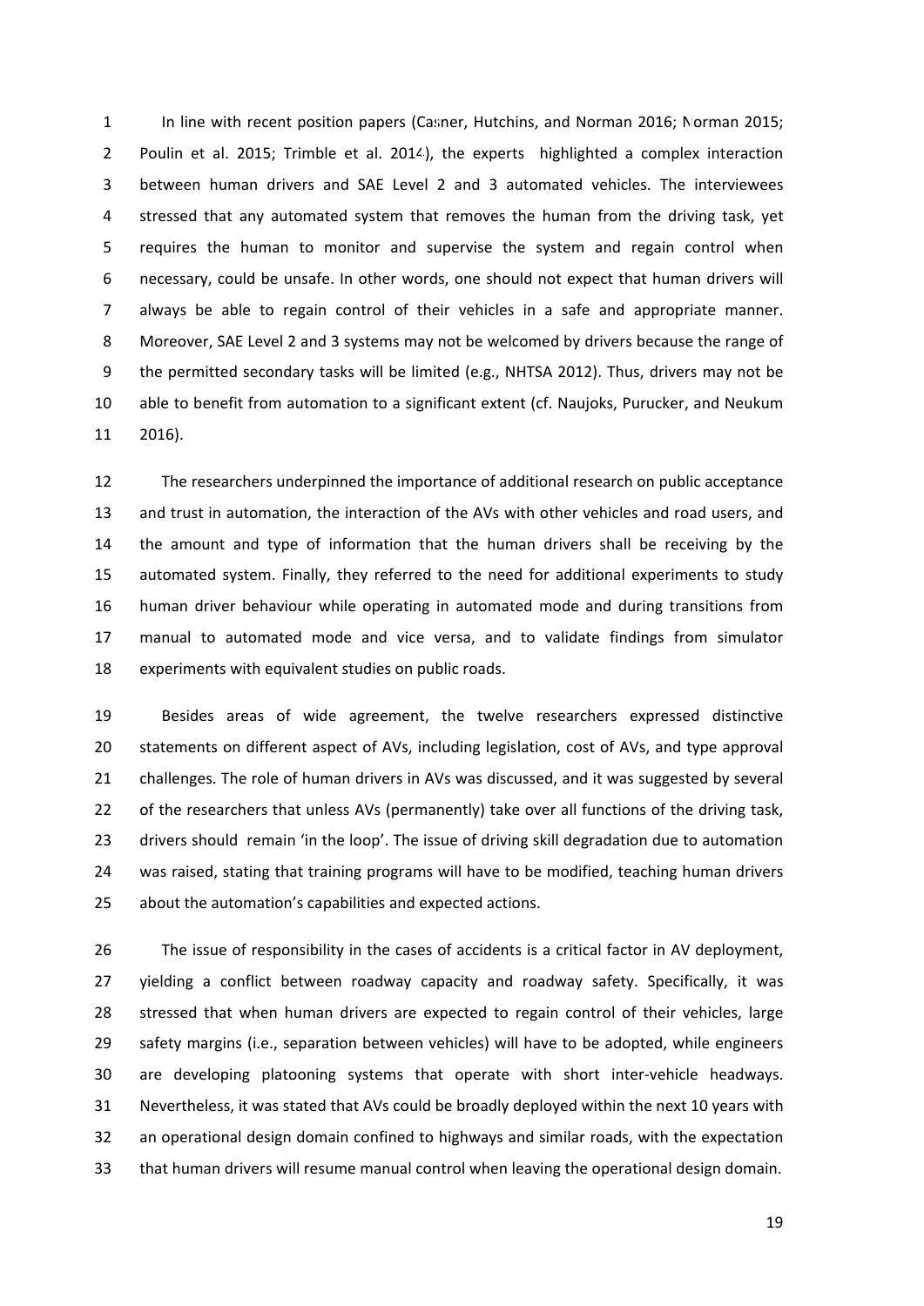In line with recent position papers (Casner, Hutchins, and Norman 2016; Norman 2015; Poulin et al. 2015; Trimble et al. 2014), the experts highlighted a complex interaction between human drivers and SAE Level 2 and 3 automated vehicles. The interviewees stressed that any automated system that removes the human from the driving task, yet requires the human to monitor and supervise the system and regain control when necessary, could be unsafe. In other words, one should not expect that human drivers will always be able to regain control of their vehicles in a safe and appropriate manner. Moreover, SAE Level 2 and 3 systems may not be welcomed by drivers because the range of the permitted secondary tasks will be limited (e.g., NHTSA 2012). Thus, drivers may not be able to benefit from automation to a significant extent (cf. Naujoks, Purucker, and Neukum 2016).

The researchers underpinned the importance of additional research on public acceptance and trust in automation, the interaction of the AVs with other vehicles and road users, and the amount and type of information that the human drivers shall be receiving by the automated system. Finally, they referred to the need for additional experiments to study human driver behaviour while operating in automated mode and during transitions from manual to automated mode and vice versa, and to validate findings from simulator experiments with equivalent studies on public roads.

Besides areas of wide agreement, the twelve researchers expressed distinctive statements on different aspect of AVs, including legislation, cost of AVs, and type approval challenges. The role of human drivers in AVs was discussed, and it was suggested by several of the researchers that unless AVs (permanently) take over all functions of the driving task, drivers should remain 'in the loop'. The issue of driving skill degradation due to automation was raised, stating that training programs will have to be modified, teaching human drivers about the automation's capabilities and expected actions.

The issue of responsibility in the cases of accidents is a critical factor in AV deployment, yielding a conflict between roadway capacity and roadway safety. Specifically, it was stressed that when human drivers are expected to regain control of their vehicles, large safety margins (i.e., separation between vehicles) will have to be adopted, while engineers are developing platooning systems that operate with short inter-vehicle headways. Nevertheless, it was stated that AVs could be broadly deployed within the next 10 years with an operational design domain confined to highways and similar roads, with the expectation that human drivers will resume manual control when leaving the operational design domain.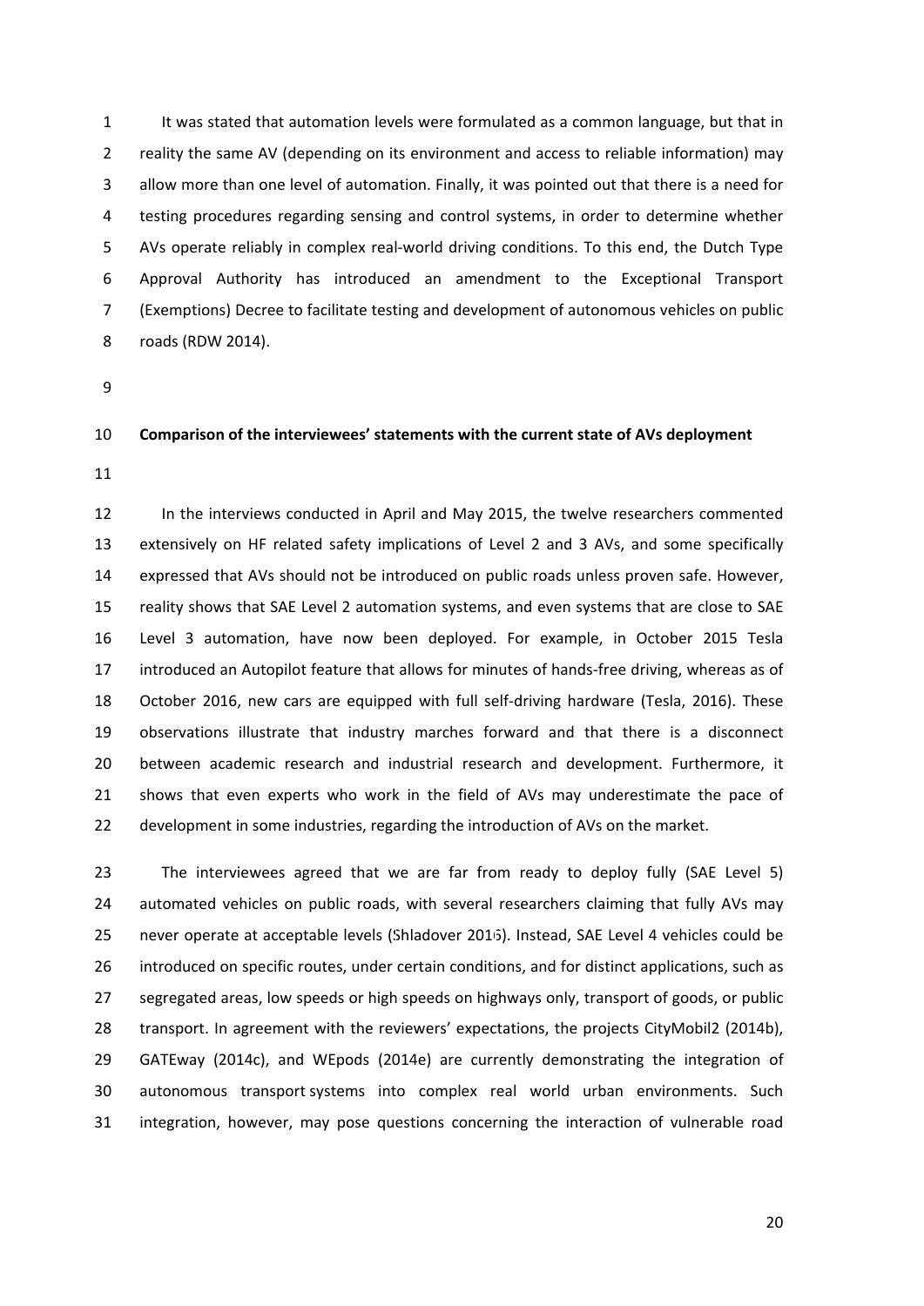It was stated that automation levels were formulated as a common language, but that in reality the same AV (depending on its environment and access to reliable information) may allow more than one level of automation. Finally, it was pointed out that there is a need for testing procedures regarding sensing and control systems, in order to determine whether AVs operate reliably in complex real-world driving conditions. To this end, the Dutch Type Approval Authority has introduced an amendment to the Exceptional Transport (Exemptions) Decree to facilitate testing and development of autonomous vehicles on public roads (RDW 2014).

**Comparison of the interviewees' statements with the current state of AVs deployment**

In the interviews conducted in April and May 2015, the twelve researchers commented extensively on HF related safety implications of Level 2 and 3 AVs, and some specifically expressed that AVs should not be introduced on public roads unless proven safe. However, reality shows that SAE Level 2 automation systems, and even systems that are close to SAE Level 3 automation, have now been deployed. For example, in October 2015 Tesla introduced an Autopilot feature that allows for minutes of hands-free driving, whereas as of October 2016, new cars are equipped with full self-driving hardware (Tesla, 2016). These observations illustrate that industry marches forward and that there is a disconnect between academic research and industrial research and development. Furthermore, it shows that even experts who work in the field of AVs may underestimate the pace of development in some industries, regarding the introduction of AVs on the market.

The interviewees agreed that we are far from ready to deploy fully (SAE Level 5) automated vehicles on public roads, with several researchers claiming that fully AVs may never operate at acceptable levels (Shladover 2016). Instead, SAE Level 4 vehicles could be introduced on specific routes, under certain conditions, and for distinct applications, such as segregated areas, low speeds or high speeds on highways only, transport of goods, or public transport. In agreement with the reviewers' expectations, the projects CityMobil2 (2014b), GATEway (2014c), and WEpods (2014e) are currently demonstrating the integration of autonomous transport systems into complex real world urban environments. Such integration, however, may pose questions concerning the interaction of vulnerable road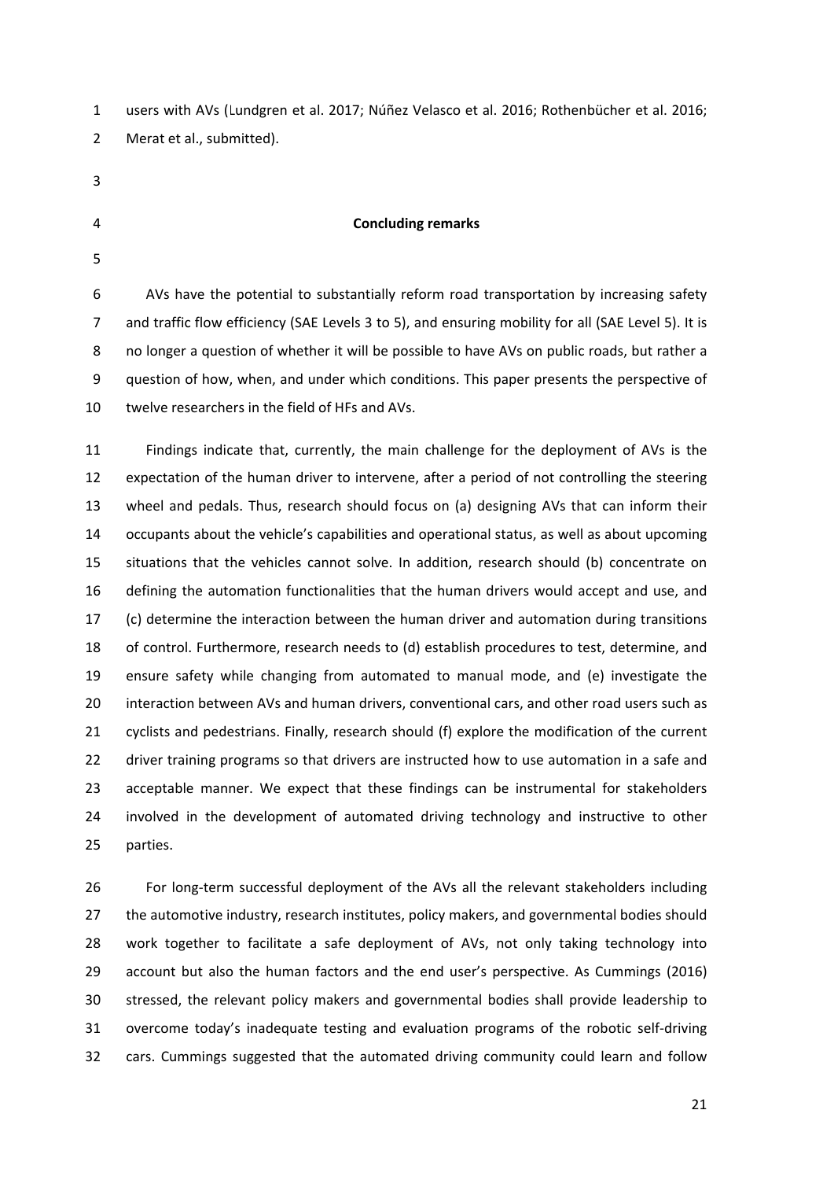users with AVs (Lundgren et al. 2017; Núñez Velasco et al. 2016; Rothenbücher et al. 2016; Merat et al., submitted).

## Concluding remarks

AVs have the potential to substantially reform road transportation by increasing safety and traffic flow efficiency (SAE Levels 3 to 5), and ensuring mobility for all (SAE Level 5). It is no longer a question of whether it will be possible to have AVs on public roads, but rather a question of how, when, and under which conditions. This paper presents the perspective of twelve researchers in the field of HFs and AVs.

Findings indicate that, currently, the main challenge for the deployment of AVs is the expectation of the human driver to intervene, after a period of not controlling the steering wheel and pedals. Thus, research should focus on (a) designing AVs that can inform their occupants about the vehicle's capabilities and operational status, as well as about upcoming situations that the vehicles cannot solve. In addition, research should (b) concentrate on defining the automation functionalities that the human drivers would accept and use, and (c) determine the interaction between the human driver and automation during transitions of control. Furthermore, research needs to (d) establish procedures to test, determine, and ensure safety while changing from automated to manual mode, and (e) investigate the interaction between AVs and human drivers, conventional cars, and other road users such as cyclists and pedestrians. Finally, research should (f) explore the modification of the current driver training programs so that drivers are instructed how to use automation in a safe and acceptable manner. We expect that these findings can be instrumental for stakeholders involved in the development of automated driving technology and instructive to other parties.

For long-term successful deployment of the AVs all the relevant stakeholders including the automotive industry, research institutes, policy makers, and governmental bodies should work together to facilitate a safe deployment of AVs, not only taking technology into account but also the human factors and the end user's perspective. As Cummings (2016) stressed, the relevant policy makers and governmental bodies shall provide leadership to overcome today's inadequate testing and evaluation programs of the robotic self-driving cars. Cummings suggested that the automated driving community could learn and follow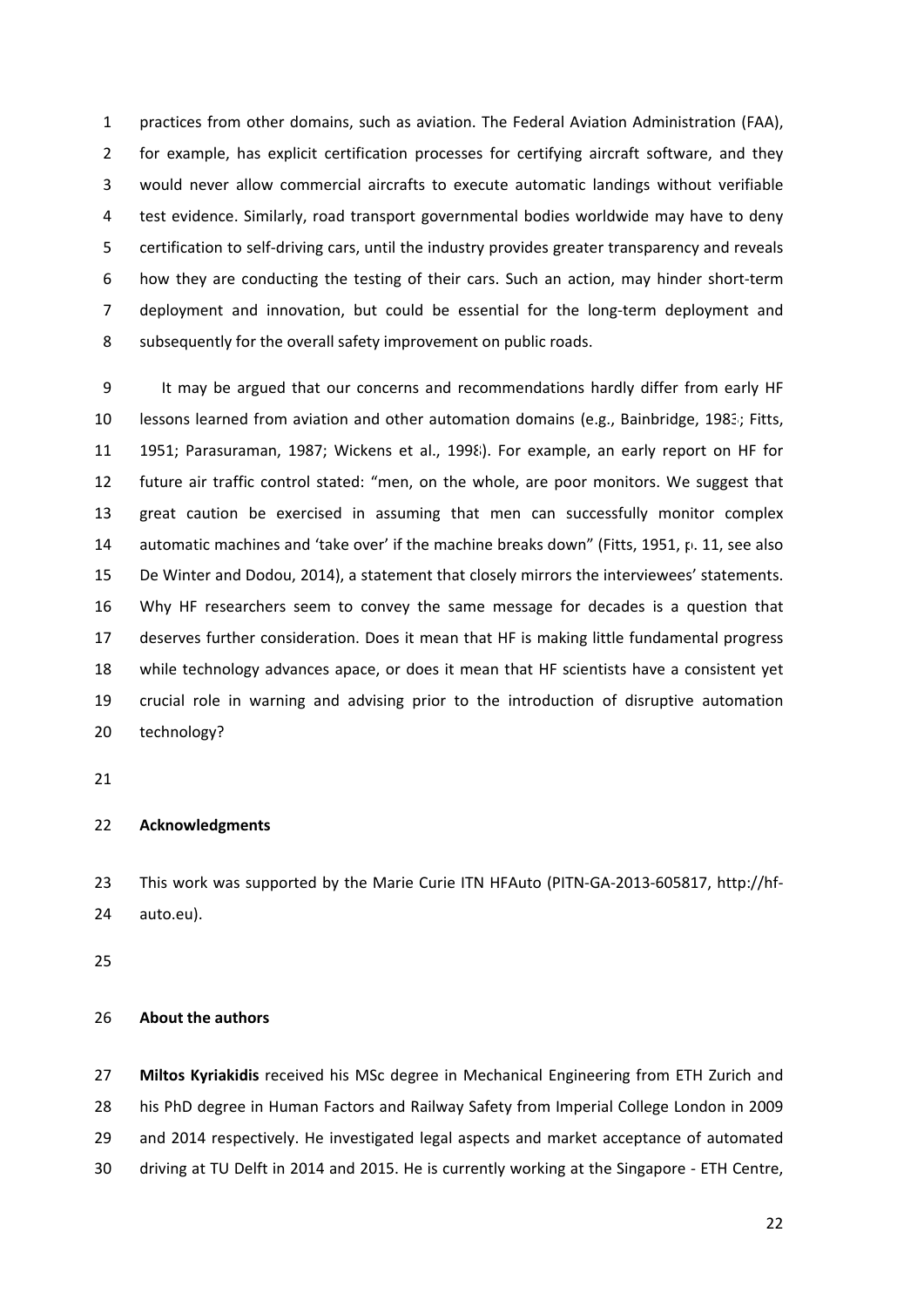practices from other domains, such as aviation. The Federal Aviation Administration (FAA), for example, has explicit certification processes for certifying aircraft software, and they would never allow commercial aircrafts to execute automatic landings without verifiable test evidence. Similarly, road transport governmental bodies worldwide may have to deny certification to self-driving cars, until the industry provides greater transparency and reveals how they are conducting the testing of their cars. Such an action, may hinder short-term deployment and innovation, but could be essential for the long-term deployment and subsequently for the overall safety improvement on public roads.

It may be argued that our concerns and recommendations hardly differ from early HF lessons learned from aviation and other automation domains (e.g., Bainbridge, 1983; Fitts, 1951; Parasuraman, 1987; Wickens et al., 1998). For example, an early report on HF for future air traffic control stated: "men, on the whole, are poor monitors. We suggest that great caution be exercised in assuming that men can successfully monitor complex automatic machines and 'take over' if the machine breaks down" (Fitts, 1951, p. 11, see also De Winter and Dodou, 2014), a statement that closely mirrors the interviewees' statements. Why HF researchers seem to convey the same message for decades is a question that deserves further consideration. Does it mean that HF is making little fundamental progress while technology advances apace, or does it mean that HF scientists have a consistent yet crucial role in warning and advising prior to the introduction of disruptive automation technology?

## Acknowledgments

This work was supported by the Marie Curie ITN HFAuto (PITN-GA-2013-605817, http://hf-auto.eu).

## About the authors

**Miltos Kyriakidis** received his MSc degree in Mechanical Engineering from ETH Zurich and his PhD degree in Human Factors and Railway Safety from Imperial College London in 2009 and 2014 respectively. He investigated legal aspects and market acceptance of automated driving at TU Delft in 2014 and 2015. He is currently working at the Singapore - ETH Centre,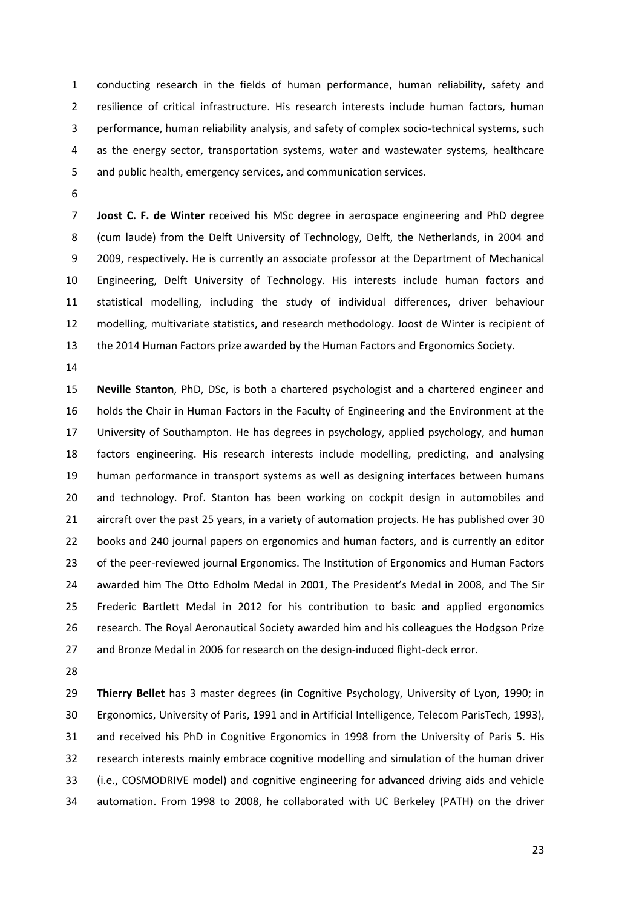conducting research in the fields of human performance, human reliability, safety and resilience of critical infrastructure. His research interests include human factors, human performance, human reliability analysis, and safety of complex socio-technical systems, such as the energy sector, transportation systems, water and wastewater systems, healthcare and public health, emergency services, and communication services.

**Joost C. F. de Winter** received his MSc degree in aerospace engineering and PhD degree (cum laude) from the Delft University of Technology, Delft, the Netherlands, in 2004 and 2009, respectively. He is currently an associate professor at the Department of Mechanical Engineering, Delft University of Technology. His interests include human factors and statistical modelling, including the study of individual differences, driver behaviour modelling, multivariate statistics, and research methodology. Joost de Winter is recipient of the 2014 Human Factors prize awarded by the Human Factors and Ergonomics Society.

**Neville Stanton**, PhD, DSc, is both a chartered psychologist and a chartered engineer and holds the Chair in Human Factors in the Faculty of Engineering and the Environment at the University of Southampton. He has degrees in psychology, applied psychology, and human factors engineering. His research interests include modelling, predicting, and analysing human performance in transport systems as well as designing interfaces between humans and technology. Prof. Stanton has been working on cockpit design in automobiles and aircraft over the past 25 years, in a variety of automation projects. He has published over 30 books and 240 journal papers on ergonomics and human factors, and is currently an editor of the peer-reviewed journal Ergonomics. The Institution of Ergonomics and Human Factors awarded him The Otto Edholm Medal in 2001, The President's Medal in 2008, and The Sir Frederic Bartlett Medal in 2012 for his contribution to basic and applied ergonomics research. The Royal Aeronautical Society awarded him and his colleagues the Hodgson Prize and Bronze Medal in 2006 for research on the design-induced flight-deck error.

**Thierry Bellet** has 3 master degrees (in Cognitive Psychology, University of Lyon, 1990; in Ergonomics, University of Paris, 1991 and in Artificial Intelligence, Telecom ParisTech, 1993), and received his PhD in Cognitive Ergonomics in 1998 from the University of Paris 5. His research interests mainly embrace cognitive modelling and simulation of the human driver (i.e., COSMODRIVE model) and cognitive engineering for advanced driving aids and vehicle automation. From 1998 to 2008, he collaborated with UC Berkeley (PATH) on the driver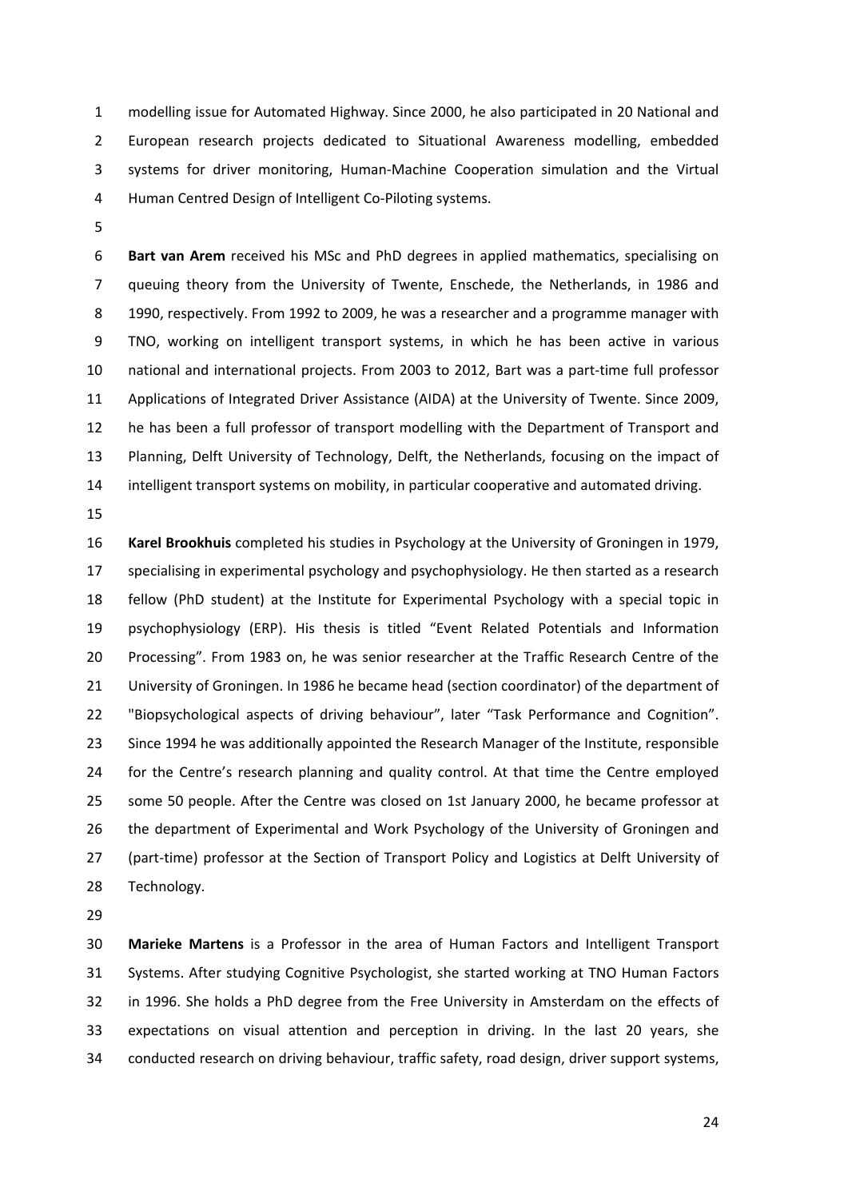modelling issue for Automated Highway. Since 2000, he also participated in 20 National and European research projects dedicated to Situational Awareness modelling, embedded systems for driver monitoring, Human-Machine Cooperation simulation and the Virtual Human Centred Design of Intelligent Co-Piloting systems.

**Bart van Arem** received his MSc and PhD degrees in applied mathematics, specialising on queuing theory from the University of Twente, Enschede, the Netherlands, in 1986 and 1990, respectively. From 1992 to 2009, he was a researcher and a programme manager with TNO, working on intelligent transport systems, in which he has been active in various national and international projects. From 2003 to 2012, Bart was a part-time full professor Applications of Integrated Driver Assistance (AIDA) at the University of Twente. Since 2009, he has been a full professor of transport modelling with the Department of Transport and Planning, Delft University of Technology, Delft, the Netherlands, focusing on the impact of intelligent transport systems on mobility, in particular cooperative and automated driving.

**Karel Brookhuis** completed his studies in Psychology at the University of Groningen in 1979, specialising in experimental psychology and psychophysiology. He then started as a research fellow (PhD student) at the Institute for Experimental Psychology with a special topic in psychophysiology (ERP). His thesis is titled "Event Related Potentials and Information Processing". From 1983 on, he was senior researcher at the Traffic Research Centre of the University of Groningen. In 1986 he became head (section coordinator) of the department of "Biopsychological aspects of driving behaviour", later "Task Performance and Cognition". Since 1994 he was additionally appointed the Research Manager of the Institute, responsible for the Centre's research planning and quality control. At that time the Centre employed some 50 people. After the Centre was closed on 1st January 2000, he became professor at the department of Experimental and Work Psychology of the University of Groningen and (part-time) professor at the Section of Transport Policy and Logistics at Delft University of Technology.

**Marieke Martens** is a Professor in the area of Human Factors and Intelligent Transport Systems. After studying Cognitive Psychologist, she started working at TNO Human Factors in 1996. She holds a PhD degree from the Free University in Amsterdam on the effects of expectations on visual attention and perception in driving. In the last 20 years, she conducted research on driving behaviour, traffic safety, road design, driver support systems,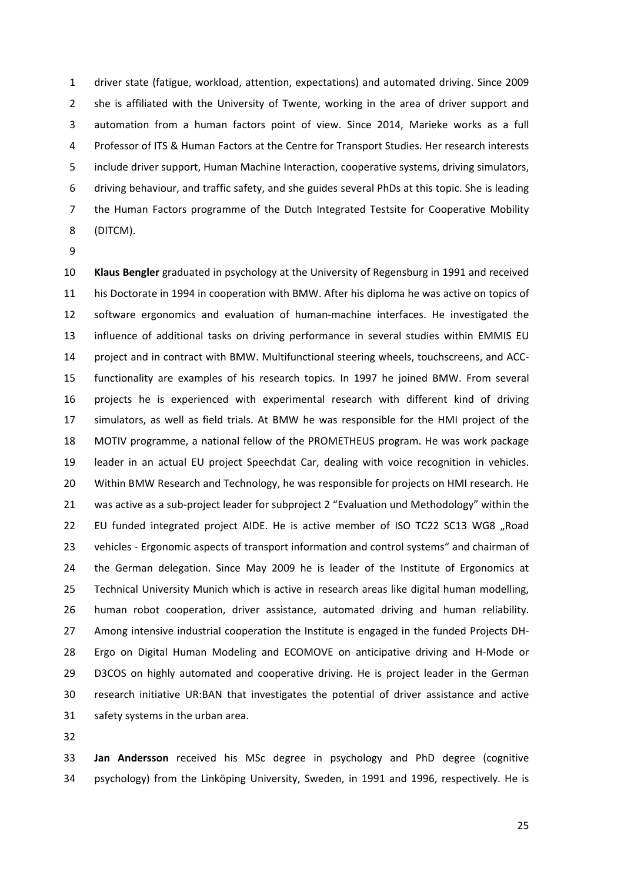driver state (fatigue, workload, attention, expectations) and automated driving. Since 2009 she is affiliated with the University of Twente, working in the area of driver support and automation from a human factors point of view. Since 2014, Marieke works as a full Professor of ITS & Human Factors at the Centre for Transport Studies. Her research interests include driver support, Human Machine Interaction, cooperative systems, driving simulators, driving behaviour, and traffic safety, and she guides several PhDs at this topic. She is leading the Human Factors programme of the Dutch Integrated Testsite for Cooperative Mobility (DITCM).

**Klaus Bengler** graduated in psychology at the University of Regensburg in 1991 and received his Doctorate in 1994 in cooperation with BMW. After his diploma he was active on topics of software ergonomics and evaluation of human-machine interfaces. He investigated the influence of additional tasks on driving performance in several studies within EMMIS EU project and in contract with BMW. Multifunctional steering wheels, touchscreens, and ACC-functionality are examples of his research topics. In 1997 he joined BMW. From several projects he is experienced with experimental research with different kind of driving simulators, as well as field trials. At BMW he was responsible for the HMI project of the MOTIV programme, a national fellow of the PROMETHEUS program. He was work package leader in an actual EU project Speechdat Car, dealing with voice recognition in vehicles. Within BMW Research and Technology, he was responsible for projects on HMI research. He was active as a sub-project leader for subproject 2 "Evaluation und Methodology" within the EU funded integrated project AIDE. He is active member of ISO TC22 SC13 WG8 „Road vehicles - Ergonomic aspects of transport information and control systems" and chairman of the German delegation. Since May 2009 he is leader of the Institute of Ergonomics at Technical University Munich which is active in research areas like digital human modelling, human robot cooperation, driver assistance, automated driving and human reliability. Among intensive industrial cooperation the Institute is engaged in the funded Projects DH-Ergo on Digital Human Modeling and ECOMOVE on anticipative driving and H-Mode or D3COS on highly automated and cooperative driving. He is project leader in the German research initiative UR:BAN that investigates the potential of driver assistance and active safety systems in the urban area.

**Jan Andersson** received his MSc degree in psychology and PhD degree (cognitive psychology) from the Linköping University, Sweden, in 1991 and 1996, respectively. He is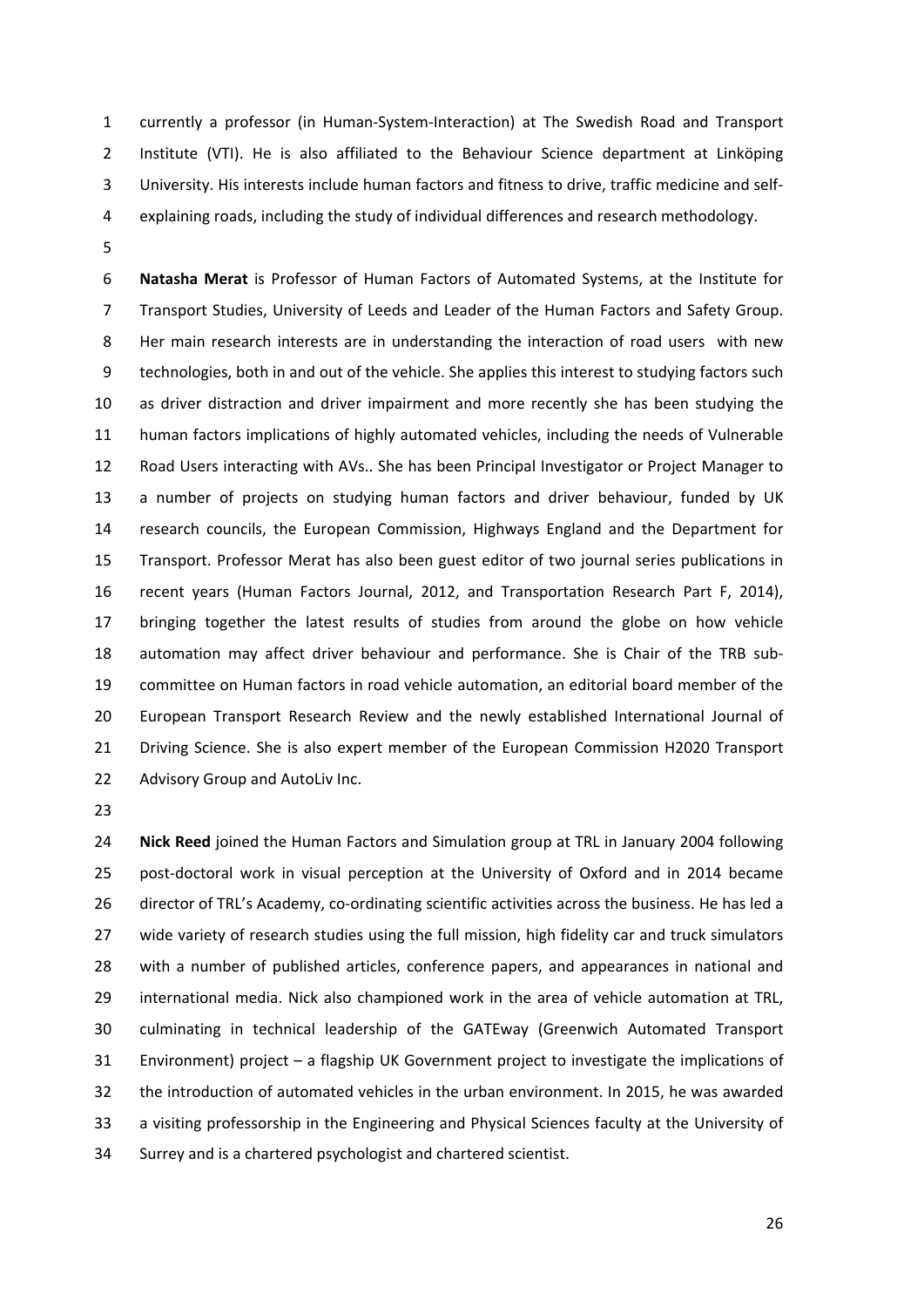currently a professor (in Human-System-Interaction) at The Swedish Road and Transport Institute (VTI). He is also affiliated to the Behaviour Science department at Linköping University. His interests include human factors and fitness to drive, traffic medicine and self-explaining roads, including the study of individual differences and research methodology.

**Natasha Merat** is Professor of Human Factors of Automated Systems, at the Institute for Transport Studies, University of Leeds and Leader of the Human Factors and Safety Group. Her main research interests are in understanding the interaction of road users with new technologies, both in and out of the vehicle. She applies this interest to studying factors such as driver distraction and driver impairment and more recently she has been studying the human factors implications of highly automated vehicles, including the needs of Vulnerable Road Users interacting with AVs.. She has been Principal Investigator or Project Manager to a number of projects on studying human factors and driver behaviour, funded by UK research councils, the European Commission, Highways England and the Department for Transport. Professor Merat has also been guest editor of two journal series publications in recent years (Human Factors Journal, 2012, and Transportation Research Part F, 2014), bringing together the latest results of studies from around the globe on how vehicle automation may affect driver behaviour and performance. She is Chair of the TRB sub-committee on Human factors in road vehicle automation, an editorial board member of the European Transport Research Review and the newly established International Journal of Driving Science. She is also expert member of the European Commission H2020 Transport Advisory Group and AutoLiv Inc.

**Nick Reed** joined the Human Factors and Simulation group at TRL in January 2004 following post-doctoral work in visual perception at the University of Oxford and in 2014 became director of TRL's Academy, co-ordinating scientific activities across the business. He has led a wide variety of research studies using the full mission, high fidelity car and truck simulators with a number of published articles, conference papers, and appearances in national and international media. Nick also championed work in the area of vehicle automation at TRL, culminating in technical leadership of the GATEway (Greenwich Automated Transport Environment) project – a flagship UK Government project to investigate the implications of the introduction of automated vehicles in the urban environment. In 2015, he was awarded a visiting professorship in the Engineering and Physical Sciences faculty at the University of Surrey and is a chartered psychologist and chartered scientist.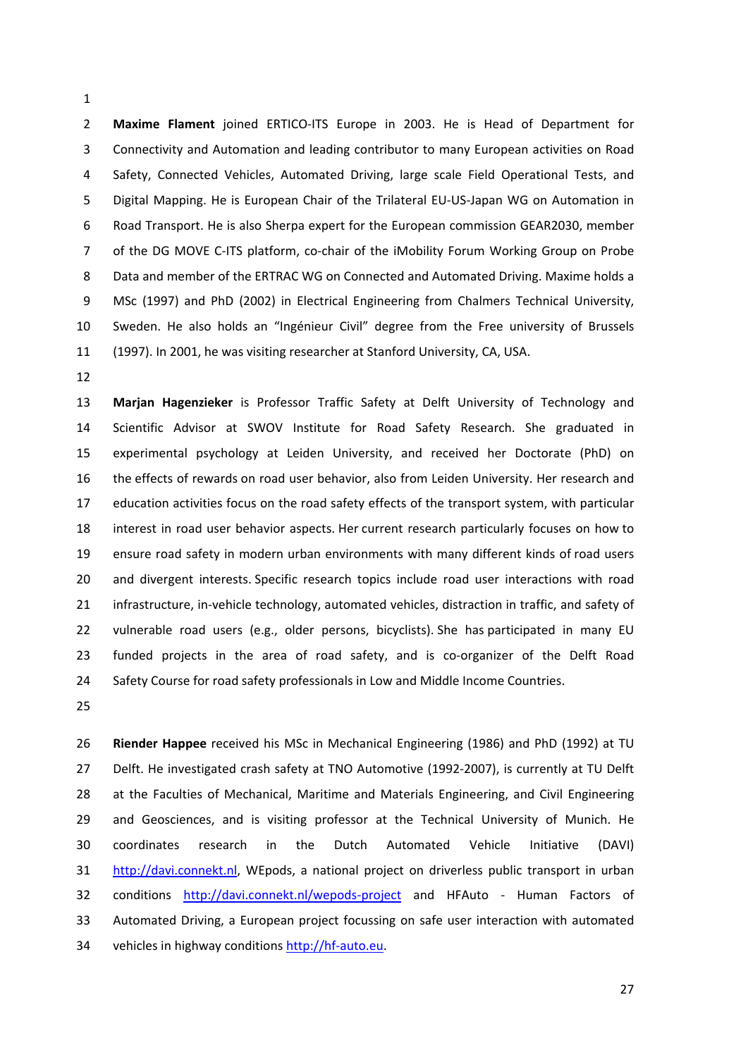**Maxime Flament** joined ERTICO-ITS Europe in 2003. He is Head of Department for Connectivity and Automation and leading contributor to many European activities on Road Safety, Connected Vehicles, Automated Driving, large scale Field Operational Tests, and Digital Mapping. He is European Chair of the Trilateral EU-US-Japan WG on Automation in Road Transport. He is also Sherpa expert for the European commission GEAR2030, member of the DG MOVE C-ITS platform, co-chair of the iMobility Forum Working Group on Probe Data and member of the ERTRAC WG on Connected and Automated Driving. Maxime holds a MSc (1997) and PhD (2002) in Electrical Engineering from Chalmers Technical University, Sweden. He also holds an "Ingénieur Civil" degree from the Free university of Brussels (1997). In 2001, he was visiting researcher at Stanford University, CA, USA.

**Marjan Hagenzieker** is Professor Traffic Safety at Delft University of Technology and Scientific Advisor at SWOV Institute for Road Safety Research. She graduated in experimental psychology at Leiden University, and received her Doctorate (PhD) on the effects of rewards on road user behavior, also from Leiden University. Her research and education activities focus on the road safety effects of the transport system, with particular interest in road user behavior aspects. Her current research particularly focuses on how to ensure road safety in modern urban environments with many different kinds of road users and divergent interests. Specific research topics include road user interactions with road infrastructure, in-vehicle technology, automated vehicles, distraction in traffic, and safety of vulnerable road users (e.g., older persons, bicyclists). She has participated in many EU funded projects in the area of road safety, and is co-organizer of the Delft Road Safety Course for road safety professionals in Low and Middle Income Countries.

**Riender Happee** received his MSc in Mechanical Engineering (1986) and PhD (1992) at TU Delft. He investigated crash safety at TNO Automotive (1992-2007), is currently at TU Delft at the Faculties of Mechanical, Maritime and Materials Engineering, and Civil Engineering and Geosciences, and is visiting professor at the Technical University of Munich. He coordinates research in the Dutch Automated Vehicle Initiative (DAVI) http://davi.connekt.nl, WEpods, a national project on driverless public transport in urban conditions http://davi.connekt.nl/wepods-project and HFAuto - Human Factors of Automated Driving, a European project focussing on safe user interaction with automated vehicles in highway conditions http://hf-auto.eu.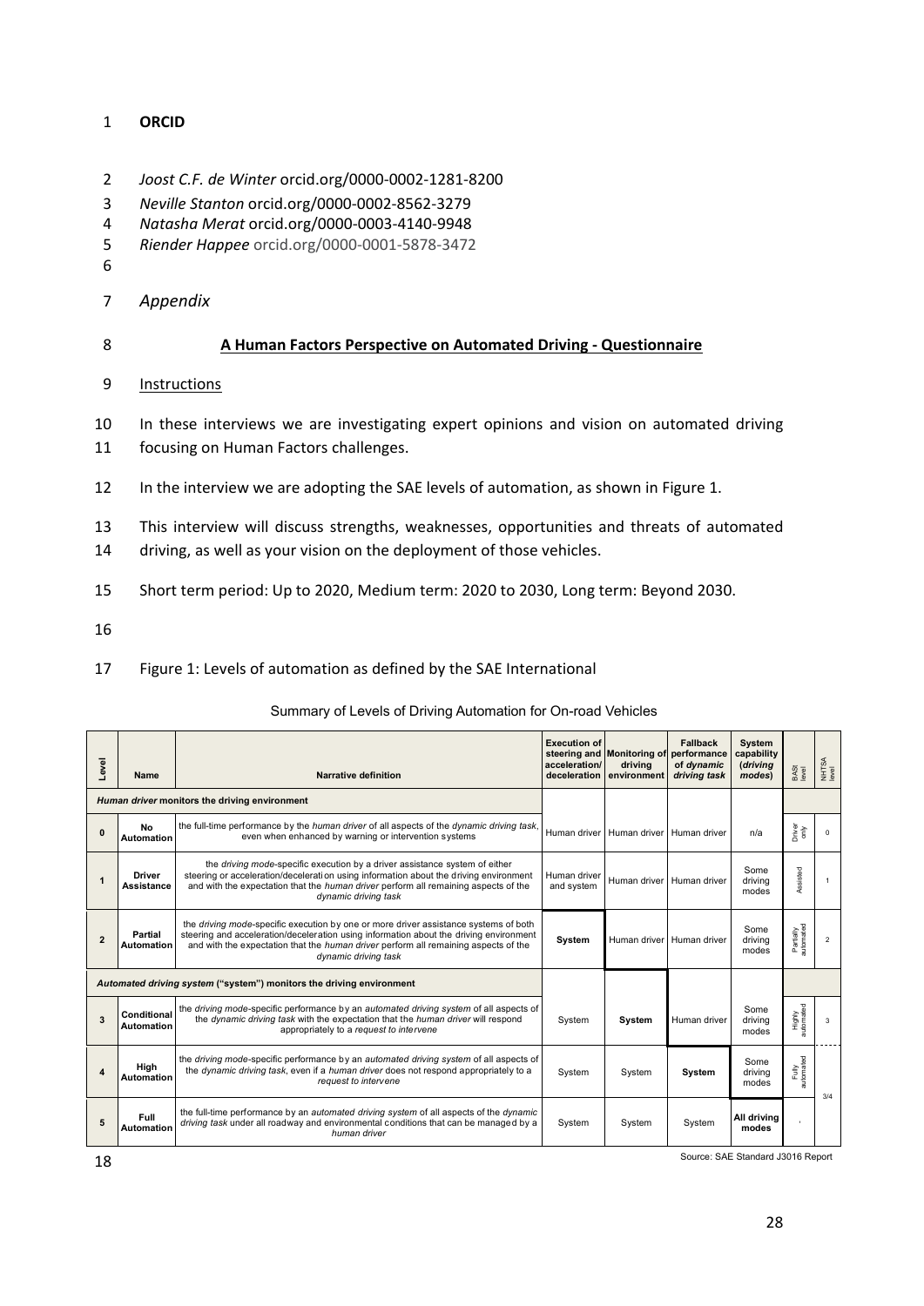**ORCID**

*Joost C.F. de Winter* orcid.org/0000-0002-1281-8200
*Neville Stanton* orcid.org/0000-0002-8562-3279
*Natasha Merat* orcid.org/0000-0003-4140-9948
*Riender Happee* orcid.org/0000-0001-5878-3472

## *Appendix*

### A Human Factors Perspective on Automated Driving - Questionnaire

Instructions

In these interviews we are investigating expert opinions and vision on automated driving focusing on Human Factors challenges.

In the interview we are adopting the SAE levels of automation, as shown in Figure 1.

This interview will discuss strengths, weaknesses, opportunities and threats of automated driving, as well as your vision on the deployment of those vehicles.

Short term period: Up to 2020, Medium term: 2020 to 2030, Long term: Beyond 2030.

Figure 1: Levels of automation as defined by the SAE International

Summary of Levels of Driving Automation for On-road Vehicles

| Level | Name | Narrative definition | Execution of steering and acceleration/ deceleration | Monitoring of driving environment | Fallback performance of *dynamic driving task* | System capability (*driving modes*) | BASt level | NHTSA level |
|---|---|---|---|---|---|---|---|---|
| ***Human driver* monitors the driving environment** | | | | | | | | |
| **0** | **No Automation** | the full-time performance by the *human driver* of all aspects of the *dynamic driving task*, even when enhanced by warning or intervention systems | Human driver | Human driver | Human driver | n/a | Driver only | 0 |
| **1** | **Driver Assistance** | the *driving mode*-specific execution by a driver assistance system of either steering or acceleration/deceleration using information about the driving environment and with the expectation that the *human driver* perform all remaining aspects of the *dynamic driving task* | Human driver and system | Human driver | Human driver | Some driving modes | Assisted | 1 |
| **2** | **Partial Automation** | the *driving mode*-specific execution by one or more driver assistance systems of both steering and acceleration/deceleration using information about the driving environment and with the expectation that the *human driver* perform all remaining aspects of the *dynamic driving task* | **System** | Human driver | Human driver | Some driving modes | Partially automated | 2 |
| ***Automated driving system* ("system") monitors the driving environment** | | | | | | | | |
| **3** | **Conditional Automation** | the *driving mode*-specific performance by an *automated driving system* of all aspects of the *dynamic driving task* with the expectation that the *human driver* will respond appropriately to a *request to intervene* | System | **System** | Human driver | Some driving modes | Highly automated | 3 |
| **4** | **High Automation** | the *driving mode*-specific performance by an *automated driving system* of all aspects of the *dynamic driving task*, even if a *human driver* does not respond appropriately to a *request to intervene* | System | System | **System** | Some driving modes | Fully automated | 3/4 |
| **5** | **Full Automation** | the full-time performance by an *automated driving system* of all aspects of the *dynamic driving task* under all roadway and environmental conditions that can be managed by a *human driver* | System | System | System | **All driving modes** | - | |

Source: SAE Standard J3016 Report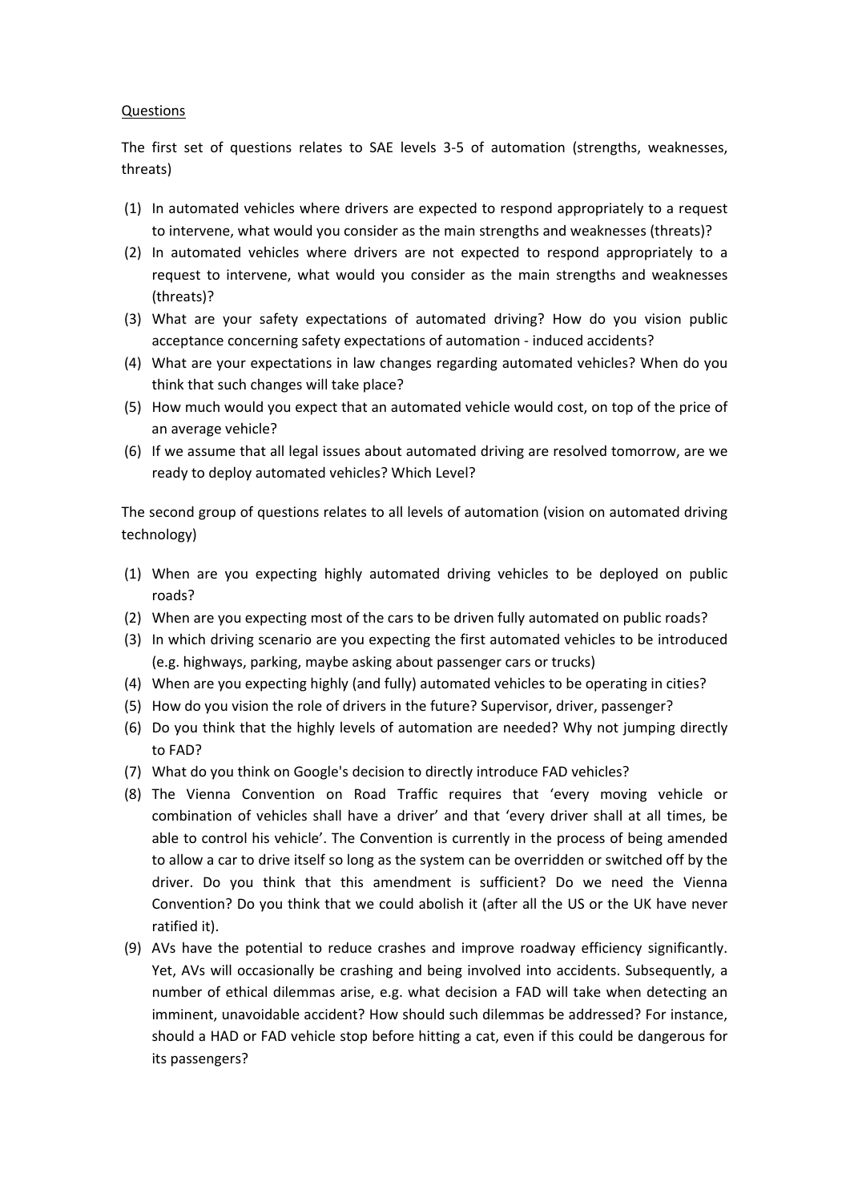<u>Questions</u>

The first set of questions relates to SAE levels 3-5 of automation (strengths, weaknesses, threats)

(1) In automated vehicles where drivers are expected to respond appropriately to a request to intervene, what would you consider as the main strengths and weaknesses (threats)?
(2) In automated vehicles where drivers are not expected to respond appropriately to a request to intervene, what would you consider as the main strengths and weaknesses (threats)?
(3) What are your safety expectations of automated driving? How do you vision public acceptance concerning safety expectations of automation - induced accidents?
(4) What are your expectations in law changes regarding automated vehicles? When do you think that such changes will take place?
(5) How much would you expect that an automated vehicle would cost, on top of the price of an average vehicle?
(6) If we assume that all legal issues about automated driving are resolved tomorrow, are we ready to deploy automated vehicles? Which Level?

The second group of questions relates to all levels of automation (vision on automated driving technology)

(1) When are you expecting highly automated driving vehicles to be deployed on public roads?
(2) When are you expecting most of the cars to be driven fully automated on public roads?
(3) In which driving scenario are you expecting the first automated vehicles to be introduced (e.g. highways, parking, maybe asking about passenger cars or trucks)
(4) When are you expecting highly (and fully) automated vehicles to be operating in cities?
(5) How do you vision the role of drivers in the future? Supervisor, driver, passenger?
(6) Do you think that the highly levels of automation are needed? Why not jumping directly to FAD?
(7) What do you think on Google's decision to directly introduce FAD vehicles?
(8) The Vienna Convention on Road Traffic requires that 'every moving vehicle or combination of vehicles shall have a driver' and that 'every driver shall at all times, be able to control his vehicle'. The Convention is currently in the process of being amended to allow a car to drive itself so long as the system can be overridden or switched off by the driver. Do you think that this amendment is sufficient? Do we need the Vienna Convention? Do you think that we could abolish it (after all the US or the UK have never ratified it).
(9) AVs have the potential to reduce crashes and improve roadway efficiency significantly. Yet, AVs will occasionally be crashing and being involved into accidents. Subsequently, a number of ethical dilemmas arise, e.g. what decision a FAD will take when detecting an imminent, unavoidable accident? How should such dilemmas be addressed? For instance, should a HAD or FAD vehicle stop before hitting a cat, even if this could be dangerous for its passengers?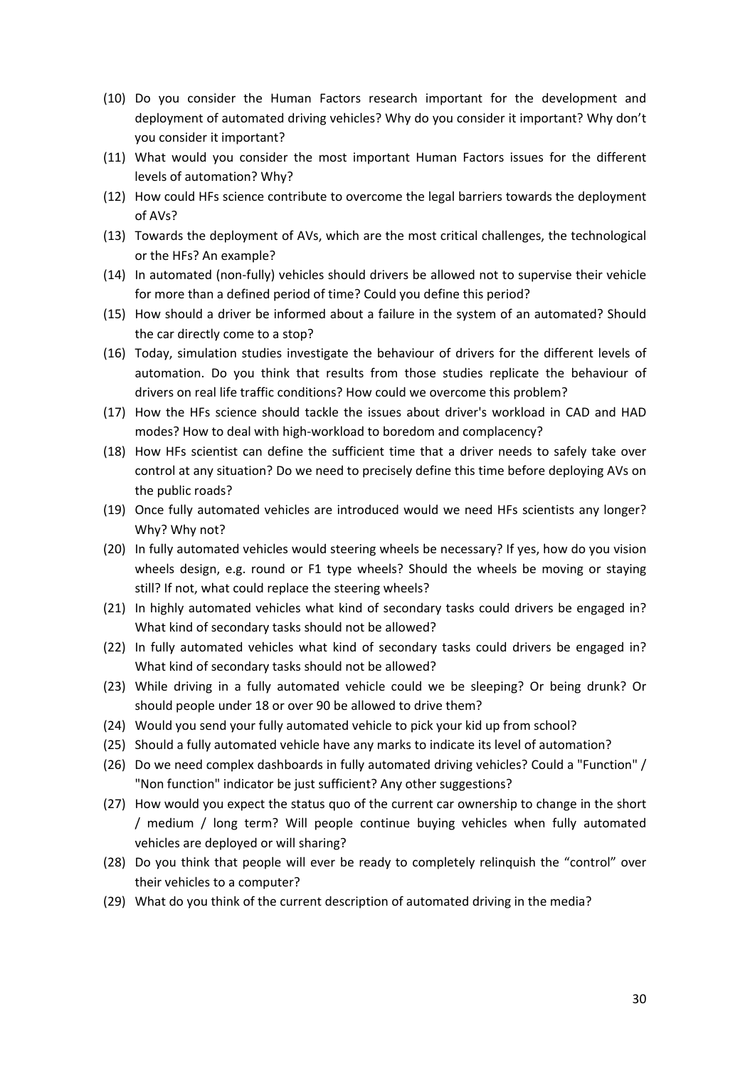(10) Do you consider the Human Factors research important for the development and deployment of automated driving vehicles? Why do you consider it important? Why don't you consider it important?

(11) What would you consider the most important Human Factors issues for the different levels of automation? Why?

(12) How could HFs science contribute to overcome the legal barriers towards the deployment of AVs?

(13) Towards the deployment of AVs, which are the most critical challenges, the technological or the HFs? An example?

(14) In automated (non-fully) vehicles should drivers be allowed not to supervise their vehicle for more than a defined period of time? Could you define this period?

(15) How should a driver be informed about a failure in the system of an automated? Should the car directly come to a stop?

(16) Today, simulation studies investigate the behaviour of drivers for the different levels of automation. Do you think that results from those studies replicate the behaviour of drivers on real life traffic conditions? How could we overcome this problem?

(17) How the HFs science should tackle the issues about driver's workload in CAD and HAD modes? How to deal with high-workload to boredom and complacency?

(18) How HFs scientist can define the sufficient time that a driver needs to safely take over control at any situation? Do we need to precisely define this time before deploying AVs on the public roads?

(19) Once fully automated vehicles are introduced would we need HFs scientists any longer? Why? Why not?

(20) In fully automated vehicles would steering wheels be necessary? If yes, how do you vision wheels design, e.g. round or F1 type wheels? Should the wheels be moving or staying still? If not, what could replace the steering wheels?

(21) In highly automated vehicles what kind of secondary tasks could drivers be engaged in? What kind of secondary tasks should not be allowed?

(22) In fully automated vehicles what kind of secondary tasks could drivers be engaged in? What kind of secondary tasks should not be allowed?

(23) While driving in a fully automated vehicle could we be sleeping? Or being drunk? Or should people under 18 or over 90 be allowed to drive them?

(24) Would you send your fully automated vehicle to pick your kid up from school?

(25) Should a fully automated vehicle have any marks to indicate its level of automation?

(26) Do we need complex dashboards in fully automated driving vehicles? Could a "Function" / "Non function" indicator be just sufficient? Any other suggestions?

(27) How would you expect the status quo of the current car ownership to change in the short / medium / long term? Will people continue buying vehicles when fully automated vehicles are deployed or will sharing?

(28) Do you think that people will ever be ready to completely relinquish the "control" over their vehicles to a computer?

(29) What do you think of the current description of automated driving in the media?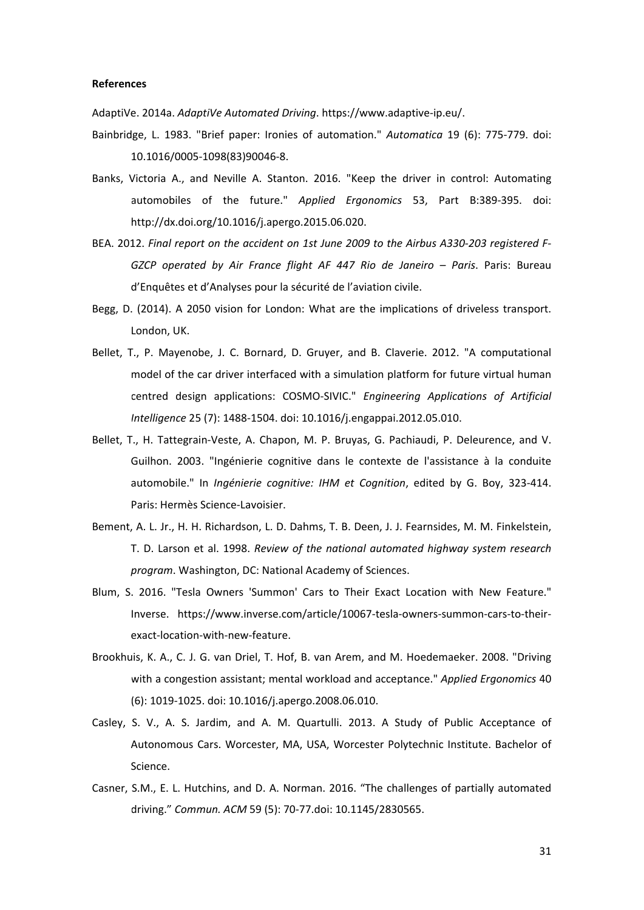**References**

AdaptiVe. 2014a. *AdaptiVe Automated Driving*. https://www.adaptive-ip.eu/.

Bainbridge, L. 1983. "Brief paper: Ironies of automation." *Automatica* 19 (6): 775-779. doi: 10.1016/0005-1098(83)90046-8.

Banks, Victoria A., and Neville A. Stanton. 2016. "Keep the driver in control: Automating automobiles of the future." *Applied Ergonomics* 53, Part B:389-395. doi: http://dx.doi.org/10.1016/j.apergo.2015.06.020.

BEA. 2012. *Final report on the accident on 1st June 2009 to the Airbus A330-203 registered F-GZCP operated by Air France flight AF 447 Rio de Janeiro – Paris*. Paris: Bureau d'Enquêtes et d'Analyses pour la sécurité de l'aviation civile.

Begg, D. (2014). A 2050 vision for London: What are the implications of driveless transport. London, UK.

Bellet, T., P. Mayenobe, J. C. Bornard, D. Gruyer, and B. Claverie. 2012. "A computational model of the car driver interfaced with a simulation platform for future virtual human centred design applications: COSMO-SIVIC." *Engineering Applications of Artificial Intelligence* 25 (7): 1488-1504. doi: 10.1016/j.engappai.2012.05.010.

Bellet, T., H. Tattegrain-Veste, A. Chapon, M. P. Bruyas, G. Pachiaudi, P. Deleurence, and V. Guilhon. 2003. "Ingénierie cognitive dans le contexte de l'assistance à la conduite automobile." In *Ingénierie cognitive: IHM et Cognition*, edited by G. Boy, 323-414. Paris: Hermès Science-Lavoisier.

Bement, A. L. Jr., H. H. Richardson, L. D. Dahms, T. B. Deen, J. J. Fearnsides, M. M. Finkelstein, T. D. Larson et al. 1998. *Review of the national automated highway system research program*. Washington, DC: National Academy of Sciences.

Blum, S. 2016. "Tesla Owners 'Summon' Cars to Their Exact Location with New Feature." Inverse. https://www.inverse.com/article/10067-tesla-owners-summon-cars-to-their-exact-location-with-new-feature.

Brookhuis, K. A., C. J. G. van Driel, T. Hof, B. van Arem, and M. Hoedemaeker. 2008. "Driving with a congestion assistant; mental workload and acceptance." *Applied Ergonomics* 40 (6): 1019-1025. doi: 10.1016/j.apergo.2008.06.010.

Casley, S. V., A. S. Jardim, and A. M. Quartulli. 2013. A Study of Public Acceptance of Autonomous Cars. Worcester, MA, USA, Worcester Polytechnic Institute. Bachelor of Science.

Casner, S.M., E. L. Hutchins, and D. A. Norman. 2016. "The challenges of partially automated driving." *Commun. ACM* 59 (5): 70-77.doi: 10.1145/2830565.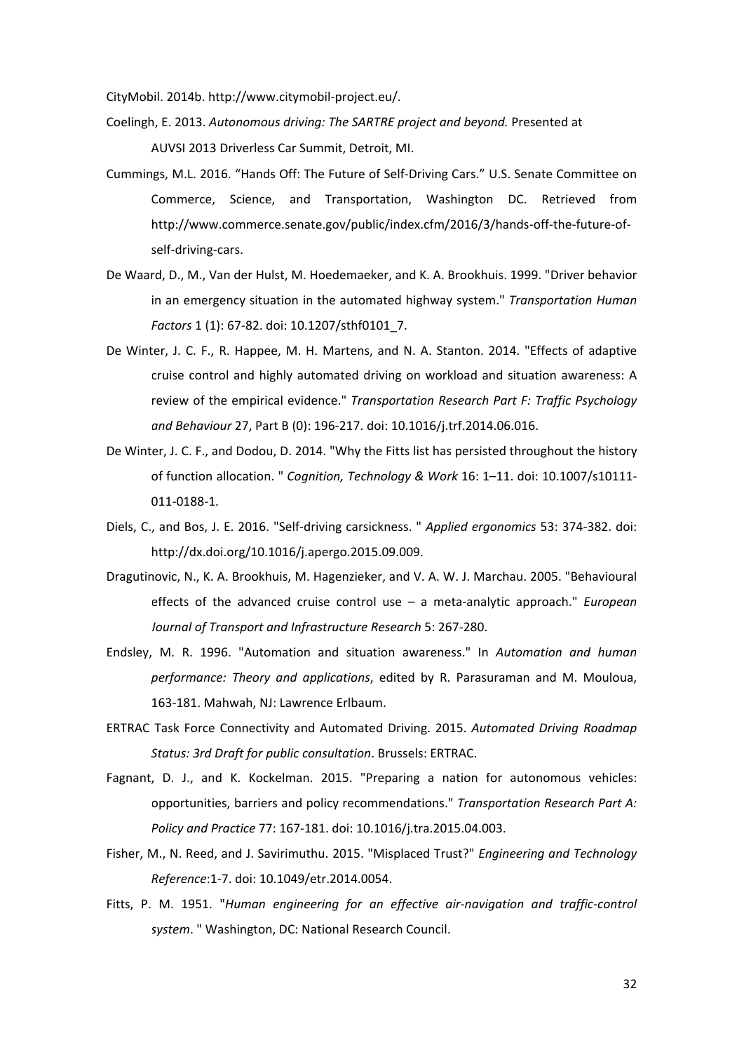CityMobil. 2014b. http://www.citymobil-project.eu/.

Coelingh, E. 2013. *Autonomous driving: The SARTRE project and beyond.* Presented at AUVSI 2013 Driverless Car Summit, Detroit, MI.

Cummings, M.L. 2016. "Hands Off: The Future of Self-Driving Cars." U.S. Senate Committee on Commerce, Science, and Transportation, Washington DC. Retrieved from http://www.commerce.senate.gov/public/index.cfm/2016/3/hands-off-the-future-of-self-driving-cars.

De Waard, D., M., Van der Hulst, M. Hoedemaeker, and K. A. Brookhuis. 1999. "Driver behavior in an emergency situation in the automated highway system." *Transportation Human Factors* 1 (1): 67-82. doi: 10.1207/sthf0101_7.

De Winter, J. C. F., R. Happee, M. H. Martens, and N. A. Stanton. 2014. "Effects of adaptive cruise control and highly automated driving on workload and situation awareness: A review of the empirical evidence." *Transportation Research Part F: Traffic Psychology and Behaviour* 27, Part B (0): 196-217. doi: 10.1016/j.trf.2014.06.016.

De Winter, J. C. F., and Dodou, D. 2014. "Why the Fitts list has persisted throughout the history of function allocation. " *Cognition, Technology & Work* 16: 1–11. doi: 10.1007/s10111-011-0188-1.

Diels, C., and Bos, J. E. 2016. "Self-driving carsickness. " *Applied ergonomics* 53: 374-382. doi: http://dx.doi.org/10.1016/j.apergo.2015.09.009.

Dragutinovic, N., K. A. Brookhuis, M. Hagenzieker, and V. A. W. J. Marchau. 2005. "Behavioural effects of the advanced cruise control use – a meta-analytic approach." *European Journal of Transport and Infrastructure Research* 5: 267-280.

Endsley, M. R. 1996. "Automation and situation awareness." In *Automation and human performance: Theory and applications*, edited by R. Parasuraman and M. Mouloua, 163-181. Mahwah, NJ: Lawrence Erlbaum.

ERTRAC Task Force Connectivity and Automated Driving. 2015. *Automated Driving Roadmap Status: 3rd Draft for public consultation*. Brussels: ERTRAC.

Fagnant, D. J., and K. Kockelman. 2015. "Preparing a nation for autonomous vehicles: opportunities, barriers and policy recommendations." *Transportation Research Part A: Policy and Practice* 77: 167-181. doi: 10.1016/j.tra.2015.04.003.

Fisher, M., N. Reed, and J. Savirimuthu. 2015. "Misplaced Trust?" *Engineering and Technology Reference*:1-7. doi: 10.1049/etr.2014.0054.

Fitts, P. M. 1951. "*Human engineering for an effective air-navigation and traffic-control system*. " Washington, DC: National Research Council.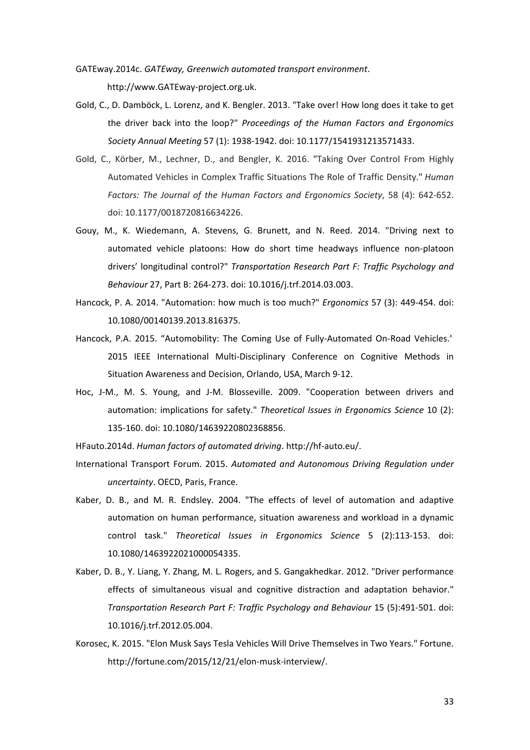GATEway.2014c. *GATEway, Greenwich automated transport environment*. http://www.GATEway-project.org.uk.

Gold, C., D. Damböck, L. Lorenz, and K. Bengler. 2013. "Take over! How long does it take to get the driver back into the loop?" *Proceedings of the Human Factors and Ergonomics Society Annual Meeting* 57 (1): 1938-1942. doi: 10.1177/1541931213571433.

Gold, C., Körber, M., Lechner, D., and Bengler, K. 2016. "Taking Over Control From Highly Automated Vehicles in Complex Traffic Situations The Role of Traffic Density." *Human Factors: The Journal of the Human Factors and Ergonomics Society*, 58 (4): 642-652. doi: 10.1177/0018720816634226.

Gouy, M., K. Wiedemann, A. Stevens, G. Brunett, and N. Reed. 2014. "Driving next to automated vehicle platoons: How do short time headways influence non-platoon drivers' longitudinal control?" *Transportation Research Part F: Traffic Psychology and Behaviour* 27, Part B: 264-273. doi: 10.1016/j.trf.2014.03.003.

Hancock, P. A. 2014. "Automation: how much is too much?" *Ergonomics* 57 (3): 449-454. doi: 10.1080/00140139.2013.816375.

Hancock, P.A. 2015. "Automobility: The Coming Use of Fully-Automated On-Road Vehicles." 2015 IEEE International Multi-Disciplinary Conference on Cognitive Methods in Situation Awareness and Decision, Orlando, USA, March 9-12.

Hoc, J-M., M. S. Young, and J-M. Blosseville. 2009. "Cooperation between drivers and automation: implications for safety." *Theoretical Issues in Ergonomics Science* 10 (2): 135-160. doi: 10.1080/14639220802368856.

HFauto.2014d. *Human factors of automated driving*. http://hf-auto.eu/.

International Transport Forum. 2015. *Automated and Autonomous Driving Regulation under uncertainty*. OECD, Paris, France.

Kaber, D. B., and M. R. Endsley. 2004. "The effects of level of automation and adaptive automation on human performance, situation awareness and workload in a dynamic control task." *Theoretical Issues in Ergonomics Science* 5 (2):113-153. doi: 10.1080/1463922021000054335.

Kaber, D. B., Y. Liang, Y. Zhang, M. L. Rogers, and S. Gangakhedkar. 2012. "Driver performance effects of simultaneous visual and cognitive distraction and adaptation behavior." *Transportation Research Part F: Traffic Psychology and Behaviour* 15 (5):491-501. doi: 10.1016/j.trf.2012.05.004.

Korosec, K. 2015. "Elon Musk Says Tesla Vehicles Will Drive Themselves in Two Years." Fortune. http://fortune.com/2015/12/21/elon-musk-interview/.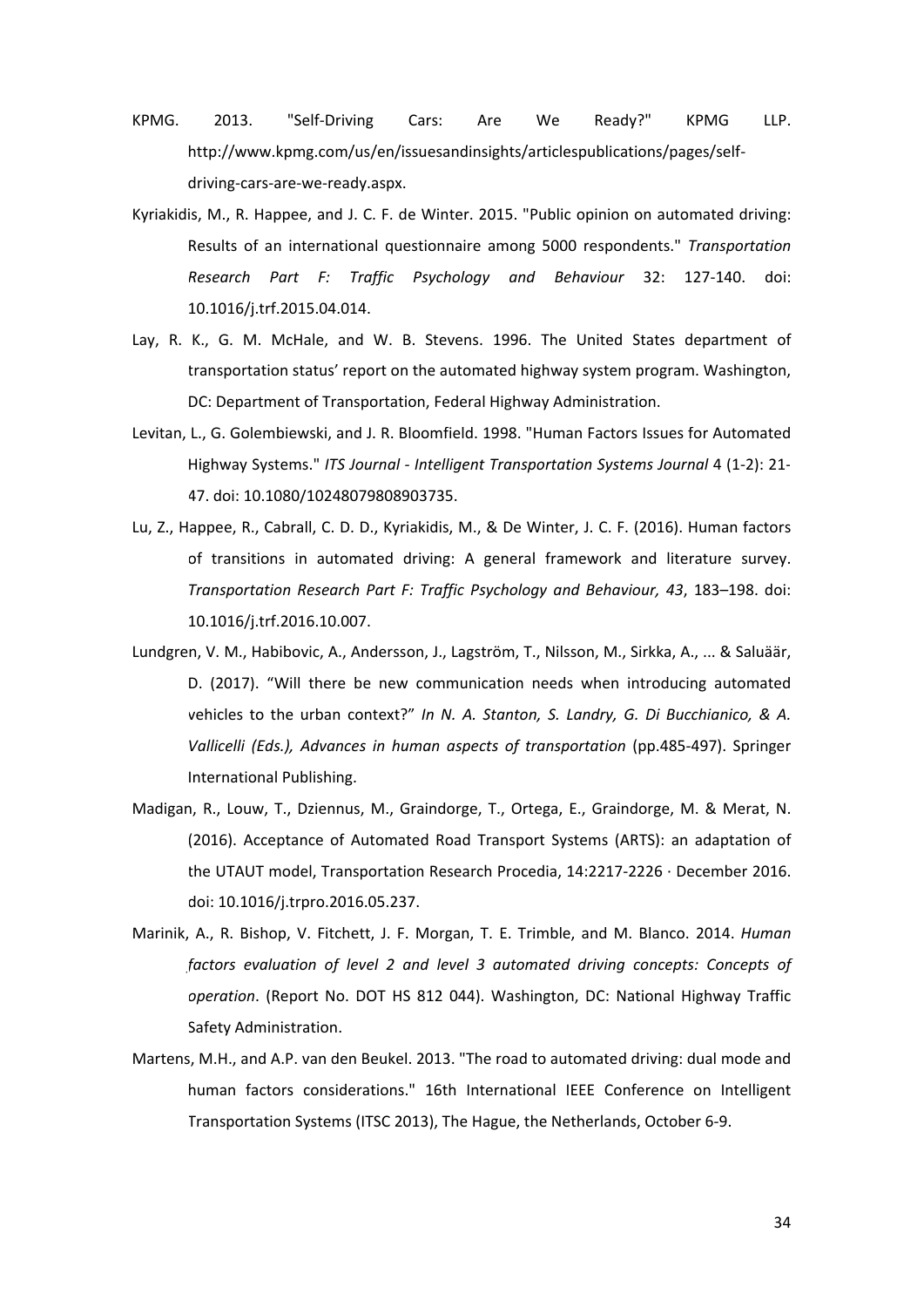KPMG. 2013. "Self-Driving Cars: Are We Ready?" KPMG LLP. http://www.kpmg.com/us/en/issuesandinsights/articlespublications/pages/self-driving-cars-are-we-ready.aspx.

Kyriakidis, M., R. Happee, and J. C. F. de Winter. 2015. "Public opinion on automated driving: Results of an international questionnaire among 5000 respondents." *Transportation Research Part F: Traffic Psychology and Behaviour* 32: 127-140. doi: 10.1016/j.trf.2015.04.014.

Lay, R. K., G. M. McHale, and W. B. Stevens. 1996. The United States department of transportation status' report on the automated highway system program. Washington, DC: Department of Transportation, Federal Highway Administration.

Levitan, L., G. Golembiewski, and J. R. Bloomfield. 1998. "Human Factors Issues for Automated Highway Systems." *ITS Journal - Intelligent Transportation Systems Journal* 4 (1-2): 21-47. doi: 10.1080/10248079808903735.

Lu, Z., Happee, R., Cabrall, C. D. D., Kyriakidis, M., & De Winter, J. C. F. (2016). Human factors of transitions in automated driving: A general framework and literature survey. *Transportation Research Part F: Traffic Psychology and Behaviour, 43*, 183–198. doi: 10.1016/j.trf.2016.10.007.

Lundgren, V. M., Habibovic, A., Andersson, J., Lagström, T., Nilsson, M., Sirkka, A., ... & Saluäär, D. (2017). "Will there be new communication needs when introducing automated vehicles to the urban context?" *In N. A. Stanton, S. Landry, G. Di Bucchianico, & A. Vallicelli (Eds.), Advances in human aspects of transportation* (pp.485-497). Springer International Publishing.

Madigan, R., Louw, T., Dziennus, M., Graindorge, T., Ortega, E., Graindorge, M. & Merat, N. (2016). Acceptance of Automated Road Transport Systems (ARTS): an adaptation of the UTAUT model, Transportation Research Procedia, 14:2217-2226 · December 2016. doi: 10.1016/j.trpro.2016.05.237.

Marinik, A., R. Bishop, V. Fitchett, J. F. Morgan, T. E. Trimble, and M. Blanco. 2014. *Human factors evaluation of level 2 and level 3 automated driving concepts: Concepts of operation*. (Report No. DOT HS 812 044). Washington, DC: National Highway Traffic Safety Administration.

Martens, M.H., and A.P. van den Beukel. 2013. "The road to automated driving: dual mode and human factors considerations." 16th International IEEE Conference on Intelligent Transportation Systems (ITSC 2013), The Hague, the Netherlands, October 6-9.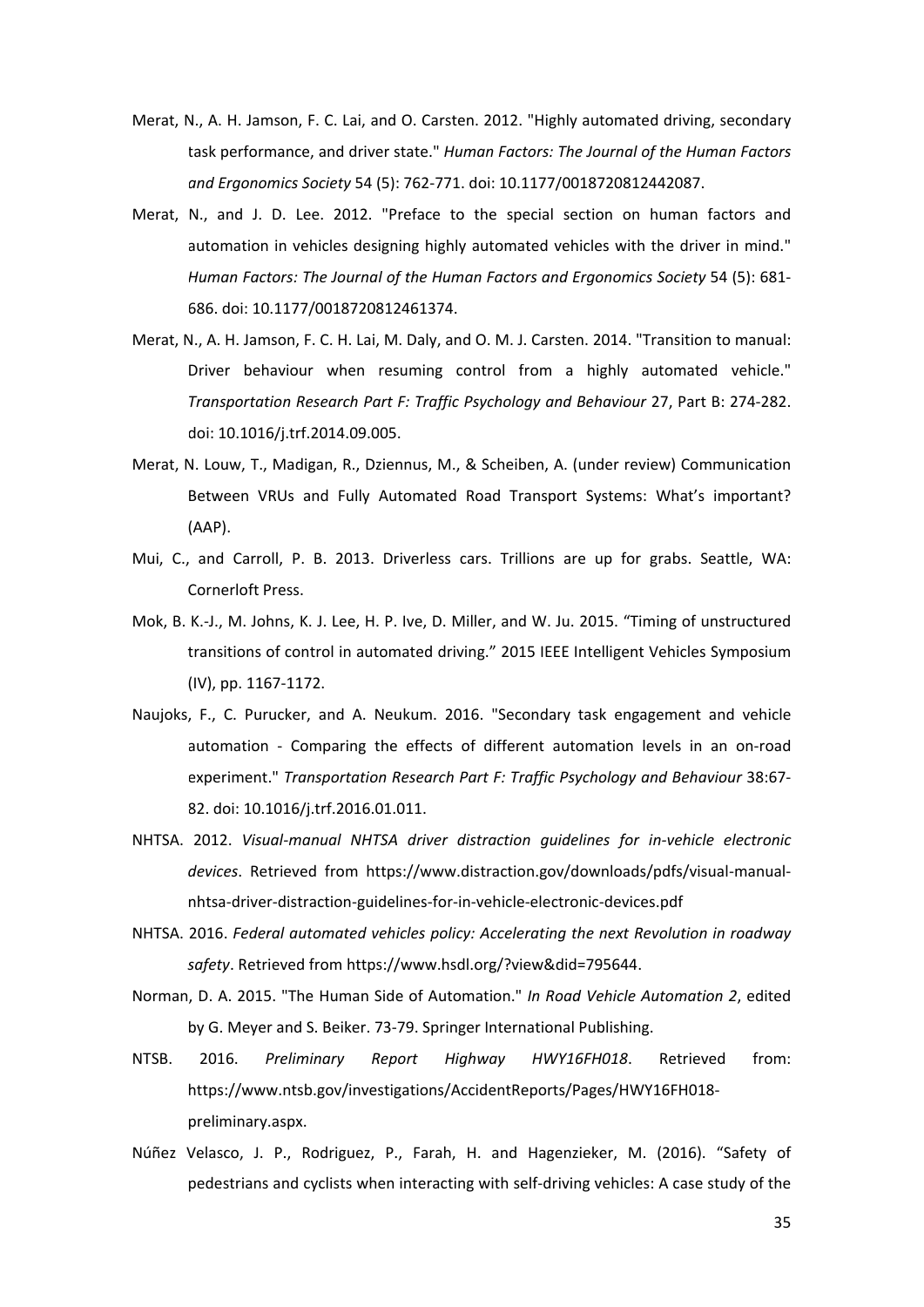Merat, N., A. H. Jamson, F. C. Lai, and O. Carsten. 2012. "Highly automated driving, secondary task performance, and driver state." *Human Factors: The Journal of the Human Factors and Ergonomics Society* 54 (5): 762-771. doi: 10.1177/0018720812442087.

Merat, N., and J. D. Lee. 2012. "Preface to the special section on human factors and automation in vehicles designing highly automated vehicles with the driver in mind." *Human Factors: The Journal of the Human Factors and Ergonomics Society* 54 (5): 681-686. doi: 10.1177/0018720812461374.

Merat, N., A. H. Jamson, F. C. H. Lai, M. Daly, and O. M. J. Carsten. 2014. "Transition to manual: Driver behaviour when resuming control from a highly automated vehicle." *Transportation Research Part F: Traffic Psychology and Behaviour* 27, Part B: 274-282. doi: 10.1016/j.trf.2014.09.005.

Merat, N. Louw, T., Madigan, R., Dziennus, M., & Scheiben, A. (under review) Communication Between VRUs and Fully Automated Road Transport Systems: What's important? (AAP).

Mui, C., and Carroll, P. B. 2013. Driverless cars. Trillions are up for grabs. Seattle, WA: Cornerloft Press.

Mok, B. K.-J., M. Johns, K. J. Lee, H. P. Ive, D. Miller, and W. Ju. 2015. "Timing of unstructured transitions of control in automated driving." 2015 IEEE Intelligent Vehicles Symposium (IV), pp. 1167-1172.

Naujoks, F., C. Purucker, and A. Neukum. 2016. "Secondary task engagement and vehicle automation - Comparing the effects of different automation levels in an on-road experiment." *Transportation Research Part F: Traffic Psychology and Behaviour* 38:67-82. doi: 10.1016/j.trf.2016.01.011.

NHTSA. 2012. *Visual-manual NHTSA driver distraction guidelines for in-vehicle electronic devices*. Retrieved from https://www.distraction.gov/downloads/pdfs/visual-manual-nhtsa-driver-distraction-guidelines-for-in-vehicle-electronic-devices.pdf

NHTSA. 2016. *Federal automated vehicles policy: Accelerating the next Revolution in roadway safety*. Retrieved from https://www.hsdl.org/?view&did=795644.

Norman, D. A. 2015. "The Human Side of Automation." *In Road Vehicle Automation 2*, edited by G. Meyer and S. Beiker. 73-79. Springer International Publishing.

NTSB. 2016. *Preliminary Report Highway HWY16FH018*. Retrieved from: https://www.ntsb.gov/investigations/AccidentReports/Pages/HWY16FH018-preliminary.aspx.

Núñez Velasco, J. P., Rodriguez, P., Farah, H. and Hagenzieker, M. (2016). "Safety of pedestrians and cyclists when interacting with self-driving vehicles: A case study of the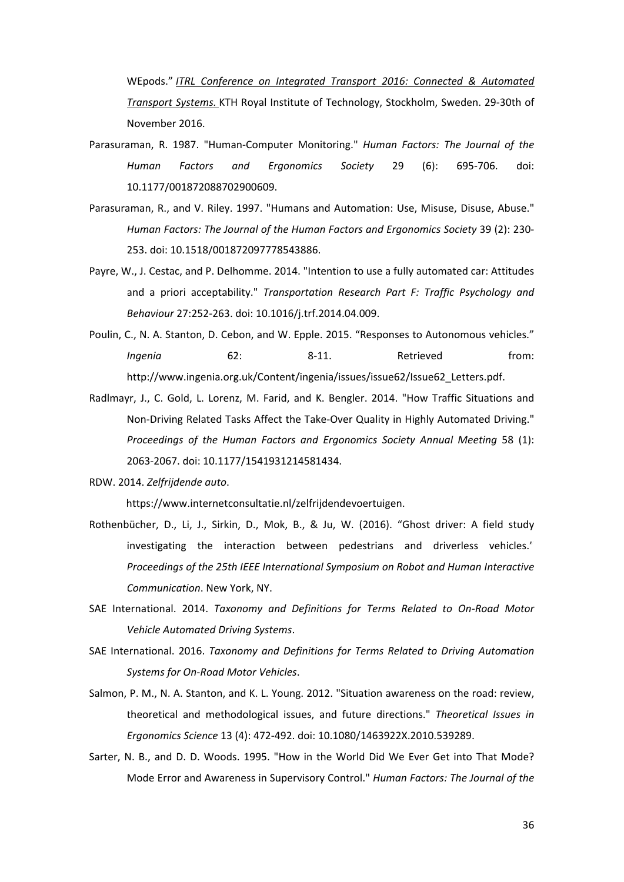WEpods." *ITRL Conference on Integrated Transport 2016: Connected & Automated Transport Systems.* KTH Royal Institute of Technology, Stockholm, Sweden. 29-30th of November 2016.

Parasuraman, R. 1987. "Human-Computer Monitoring." *Human Factors: The Journal of the Human Factors and Ergonomics Society* 29 (6): 695-706. doi: 10.1177/001872088702900609.

Parasuraman, R., and V. Riley. 1997. "Humans and Automation: Use, Misuse, Disuse, Abuse." *Human Factors: The Journal of the Human Factors and Ergonomics Society* 39 (2): 230-253. doi: 10.1518/001872097778543886.

Payre, W., J. Cestac, and P. Delhomme. 2014. "Intention to use a fully automated car: Attitudes and a priori acceptability." *Transportation Research Part F: Traffic Psychology and Behaviour* 27:252-263. doi: 10.1016/j.trf.2014.04.009.

Poulin, C., N. A. Stanton, D. Cebon, and W. Epple. 2015. "Responses to Autonomous vehicles." *Ingenia* 62: 8-11. Retrieved from: http://www.ingenia.org.uk/Content/ingenia/issues/issue62/Issue62_Letters.pdf.

Radlmayr, J., C. Gold, L. Lorenz, M. Farid, and K. Bengler. 2014. "How Traffic Situations and Non-Driving Related Tasks Affect the Take-Over Quality in Highly Automated Driving." *Proceedings of the Human Factors and Ergonomics Society Annual Meeting* 58 (1): 2063-2067. doi: 10.1177/1541931214581434.

RDW. 2014. *Zelfrijdende auto*. https://www.internetconsultatie.nl/zelfrijdendevoertuigen.

Rothenbücher, D., Li, J., Sirkin, D., Mok, B., & Ju, W. (2016). "Ghost driver: A field study investigating the interaction between pedestrians and driverless vehicles.' *Proceedings of the 25th IEEE International Symposium on Robot and Human Interactive Communication*. New York, NY.

SAE International. 2014. *Taxonomy and Definitions for Terms Related to On-Road Motor Vehicle Automated Driving Systems*.

SAE International. 2016. *Taxonomy and Definitions for Terms Related to Driving Automation Systems for On-Road Motor Vehicles*.

Salmon, P. M., N. A. Stanton, and K. L. Young. 2012. "Situation awareness on the road: review, theoretical and methodological issues, and future directions." *Theoretical Issues in Ergonomics Science* 13 (4): 472-492. doi: 10.1080/1463922X.2010.539289.

Sarter, N. B., and D. D. Woods. 1995. "How in the World Did We Ever Get into That Mode? Mode Error and Awareness in Supervisory Control." *Human Factors: The Journal of the*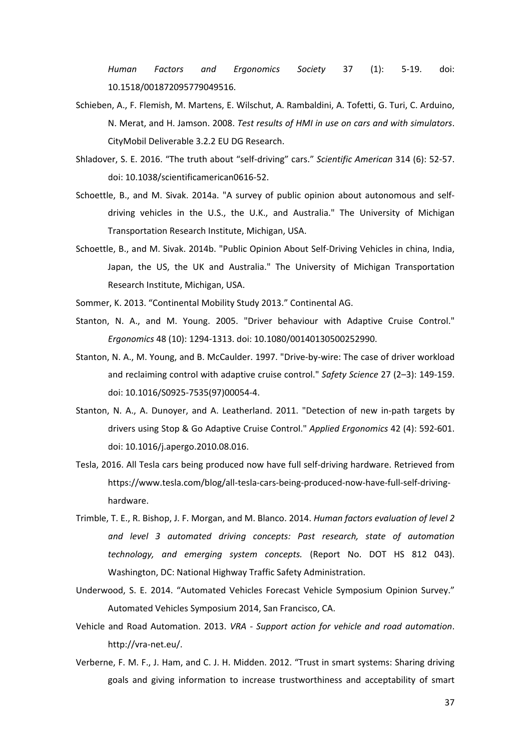*Human Factors and Ergonomics Society* 37 (1): 5-19. doi: 10.1518/001872095779049516.

Schieben, A., F. Flemish, M. Martens, E. Wilschut, A. Rambaldini, A. Tofetti, G. Turi, C. Arduino, N. Merat, and H. Jamson. 2008. *Test results of HMI in use on cars and with simulators*. CityMobil Deliverable 3.2.2 EU DG Research.

Shladover, S. E. 2016. "The truth about "self-driving" cars." *Scientific American* 314 (6): 52-57. doi: 10.1038/scientificamerican0616-52.

Schoettle, B., and M. Sivak. 2014a. "A survey of public opinion about autonomous and self-driving vehicles in the U.S., the U.K., and Australia." The University of Michigan Transportation Research Institute, Michigan, USA.

Schoettle, B., and M. Sivak. 2014b. "Public Opinion About Self-Driving Vehicles in china, India, Japan, the US, the UK and Australia." The University of Michigan Transportation Research Institute, Michigan, USA.

Sommer, K. 2013. "Continental Mobility Study 2013." Continental AG.

Stanton, N. A., and M. Young. 2005. "Driver behaviour with Adaptive Cruise Control." *Ergonomics* 48 (10): 1294-1313. doi: 10.1080/00140130500252990.

Stanton, N. A., M. Young, and B. McCaulder. 1997. "Drive-by-wire: The case of driver workload and reclaiming control with adaptive cruise control." *Safety Science* 27 (2–3): 149-159. doi: 10.1016/S0925-7535(97)00054-4.

Stanton, N. A., A. Dunoyer, and A. Leatherland. 2011. "Detection of new in-path targets by drivers using Stop & Go Adaptive Cruise Control." *Applied Ergonomics* 42 (4): 592-601. doi: 10.1016/j.apergo.2010.08.016.

Tesla, 2016. All Tesla cars being produced now have full self-driving hardware. Retrieved from https://www.tesla.com/blog/all-tesla-cars-being-produced-now-have-full-self-driving-hardware.

Trimble, T. E., R. Bishop, J. F. Morgan, and M. Blanco. 2014. *Human factors evaluation of level 2 and level 3 automated driving concepts: Past research, state of automation technology, and emerging system concepts.* (Report No. DOT HS 812 043). Washington, DC: National Highway Traffic Safety Administration.

Underwood, S. E. 2014. "Automated Vehicles Forecast Vehicle Symposium Opinion Survey." Automated Vehicles Symposium 2014, San Francisco, CA.

Vehicle and Road Automation. 2013. *VRA - Support action for vehicle and road automation*. http://vra-net.eu/.

Verberne, F. M. F., J. Ham, and C. J. H. Midden. 2012. "Trust in smart systems: Sharing driving goals and giving information to increase trustworthiness and acceptability of smart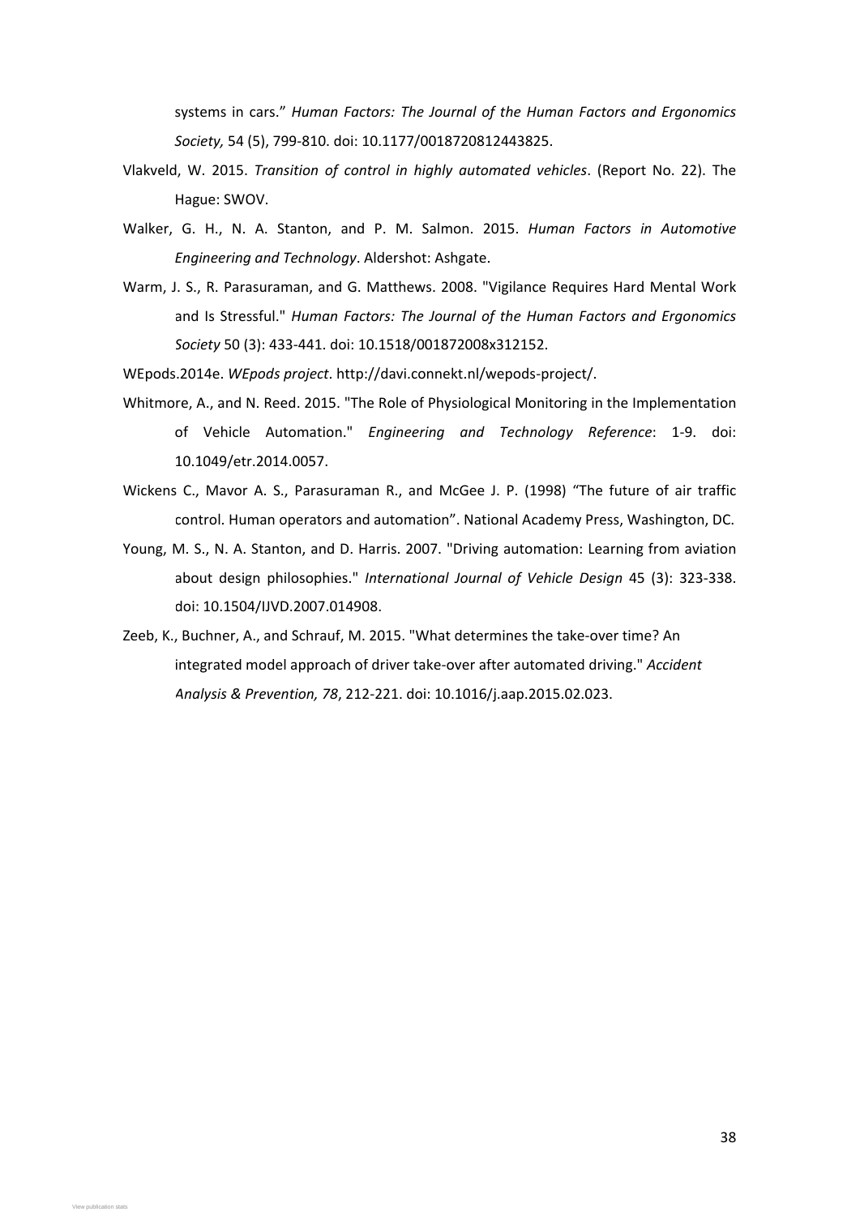systems in cars." *Human Factors: The Journal of the Human Factors and Ergonomics Society,* 54 (5), 799-810. doi: 10.1177/0018720812443825.

Vlakveld, W. 2015. *Transition of control in highly automated vehicles*. (Report No. 22). The Hague: SWOV.

Walker, G. H., N. A. Stanton, and P. M. Salmon. 2015. *Human Factors in Automotive Engineering and Technology*. Aldershot: Ashgate.

Warm, J. S., R. Parasuraman, and G. Matthews. 2008. "Vigilance Requires Hard Mental Work and Is Stressful." *Human Factors: The Journal of the Human Factors and Ergonomics Society* 50 (3): 433-441. doi: 10.1518/001872008x312152.

WEpods.2014e. *WEpods project*. http://davi.connekt.nl/wepods-project/.

Whitmore, A., and N. Reed. 2015. "The Role of Physiological Monitoring in the Implementation of Vehicle Automation." *Engineering and Technology Reference*: 1-9. doi: 10.1049/etr.2014.0057.

Wickens C., Mavor A. S., Parasuraman R., and McGee J. P. (1998) "The future of air traffic control. Human operators and automation". National Academy Press, Washington, DC.

Young, M. S., N. A. Stanton, and D. Harris. 2007. "Driving automation: Learning from aviation about design philosophies." *International Journal of Vehicle Design* 45 (3): 323-338. doi: 10.1504/IJVD.2007.014908.

Zeeb, K., Buchner, A., and Schrauf, M. 2015. "What determines the take-over time? An integrated model approach of driver take-over after automated driving." *Accident Analysis & Prevention, 78*, 212-221. doi: 10.1016/j.aap.2015.02.023.